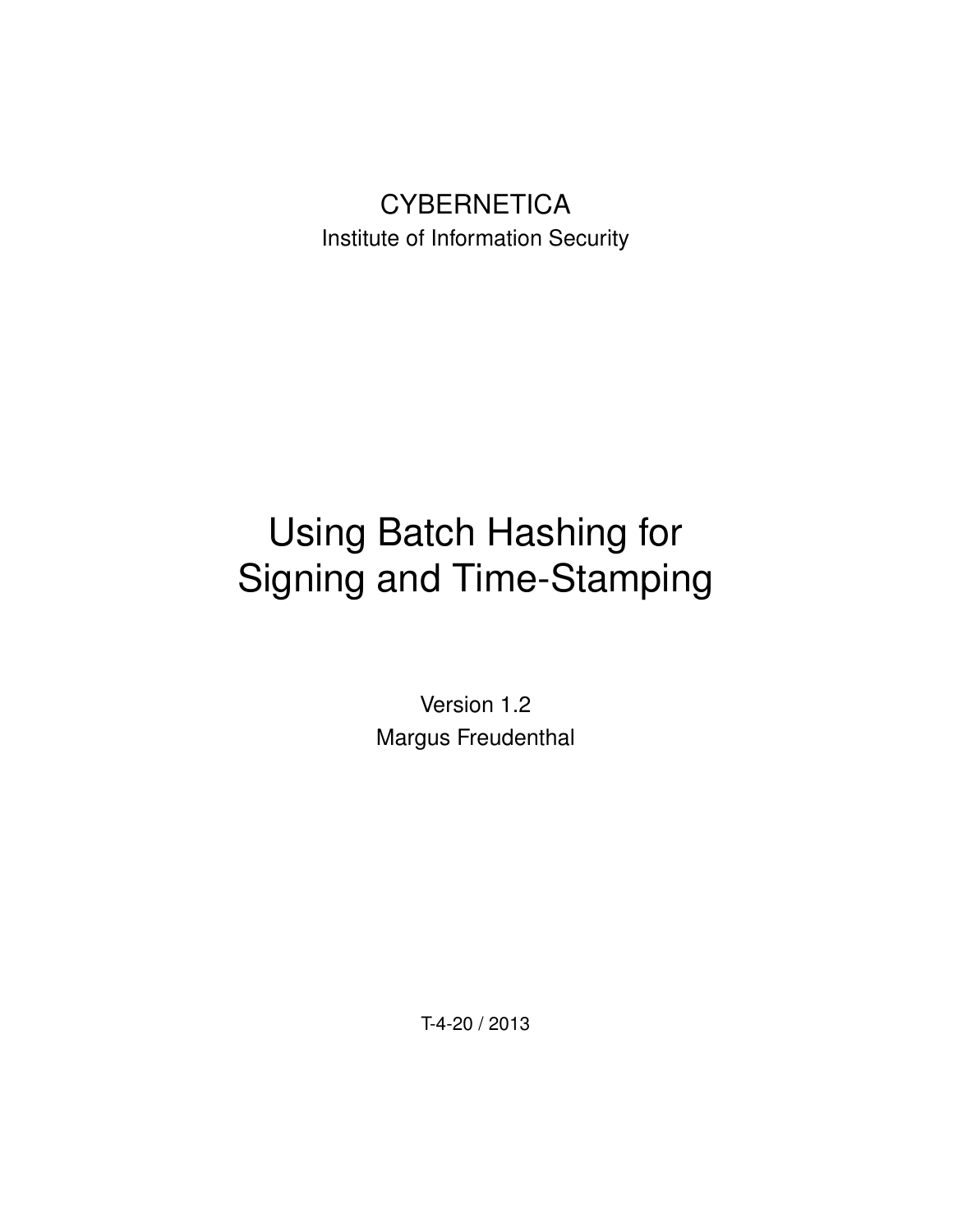CYBERNETICA

Institute of Information Security

# Using Batch Hashing for Signing and Time-Stamping

Version 1.2

Margus Freudenthal

T-4-20 / 2013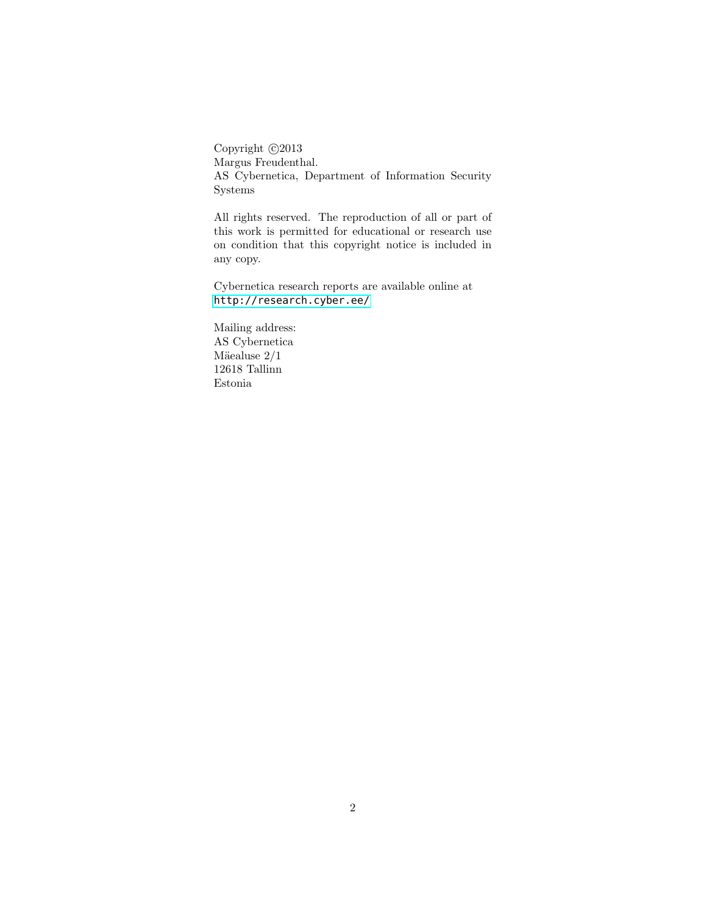Copyright ©2013
Margus Freudenthal.
AS Cybernetica, Department of Information Security Systems

All rights reserved. The reproduction of all or part of this work is permitted for educational or research use on condition that this copyright notice is included in any copy.

Cybernetica research reports are available online at http://research.cyber.ee/

Mailing address:
AS Cybernetica
Mäealuse 2/1
12618 Tallinn
Estonia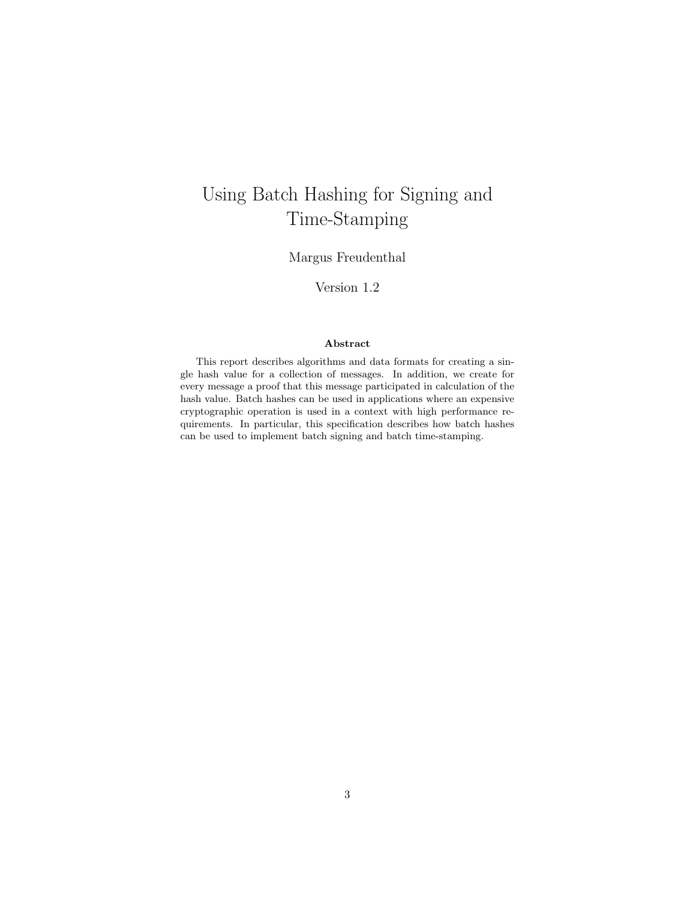# Using Batch Hashing for Signing and Time-Stamping

Margus Freudenthal

Version 1.2

### Abstract

This report describes algorithms and data formats for creating a single hash value for a collection of messages. In addition, we create for every message a proof that this message participated in calculation of the hash value. Batch hashes can be used in applications where an expensive cryptographic operation is used in a context with high performance requirements. In particular, this specification describes how batch hashes can be used to implement batch signing and batch time-stamping.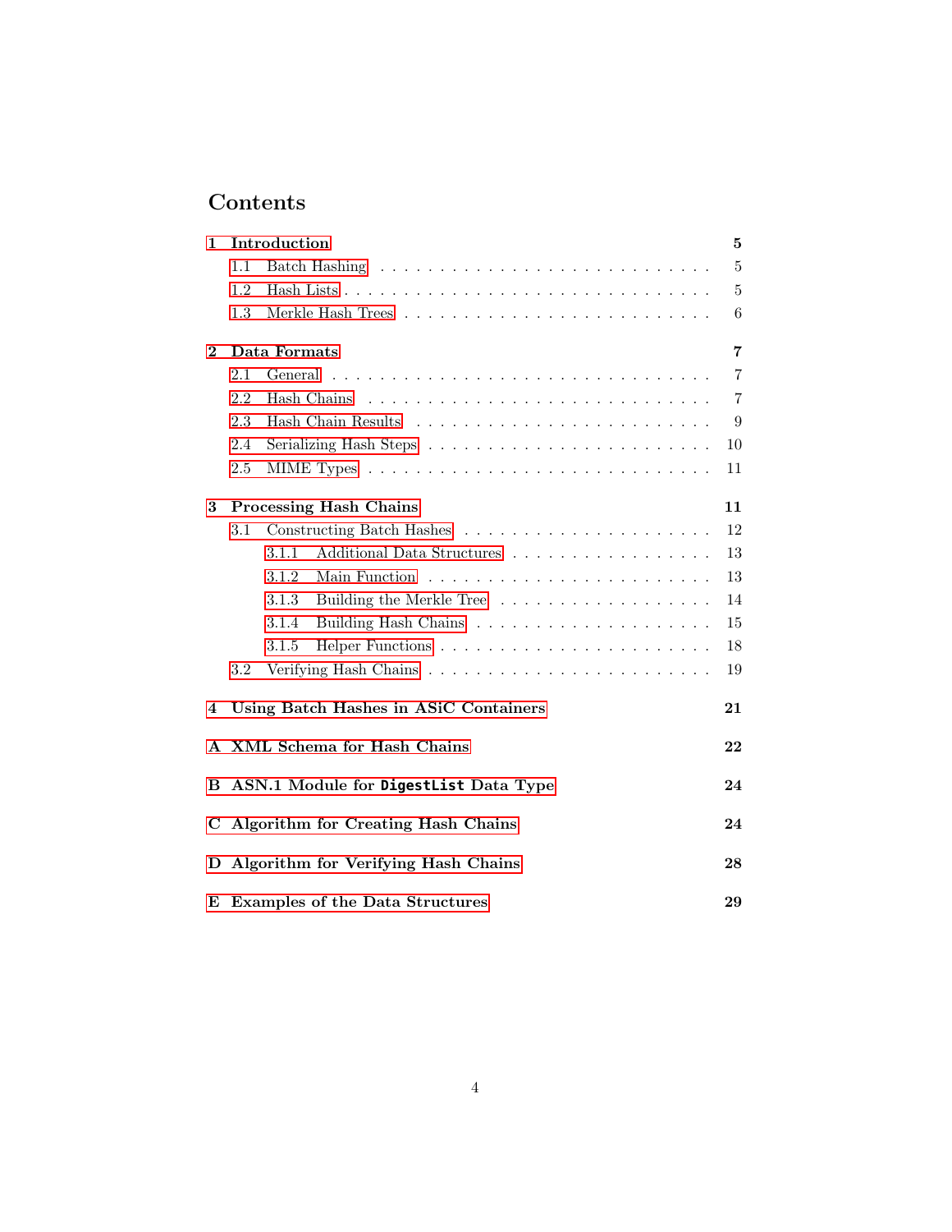# Contents

- **1 Introduction** — 5
  - 1.1 Batch Hashing — 5
  - 1.2 Hash Lists — 5
  - 1.3 Merkle Hash Trees — 6
- **2 Data Formats** — 7
  - 2.1 General — 7
  - 2.2 Hash Chains — 7
  - 2.3 Hash Chain Results — 9
  - 2.4 Serializing Hash Steps — 10
  - 2.5 MIME Types — 11
- **3 Processing Hash Chains** — 11
  - 3.1 Constructing Batch Hashes — 12
    - 3.1.1 Additional Data Structures — 13
    - 3.1.2 Main Function — 13
    - 3.1.3 Building the Merkle Tree — 14
    - 3.1.4 Building Hash Chains — 15
    - 3.1.5 Helper Functions — 18
  - 3.2 Verifying Hash Chains — 19
- **4 Using Batch Hashes in ASiC Containers** — 21
- **A XML Schema for Hash Chains** — 22
- **B ASN.1 Module for `DigestList` Data Type** — 24
- **C Algorithm for Creating Hash Chains** — 24
- **D Algorithm for Verifying Hash Chains** — 28
- **E Examples of the Data Structures** — 29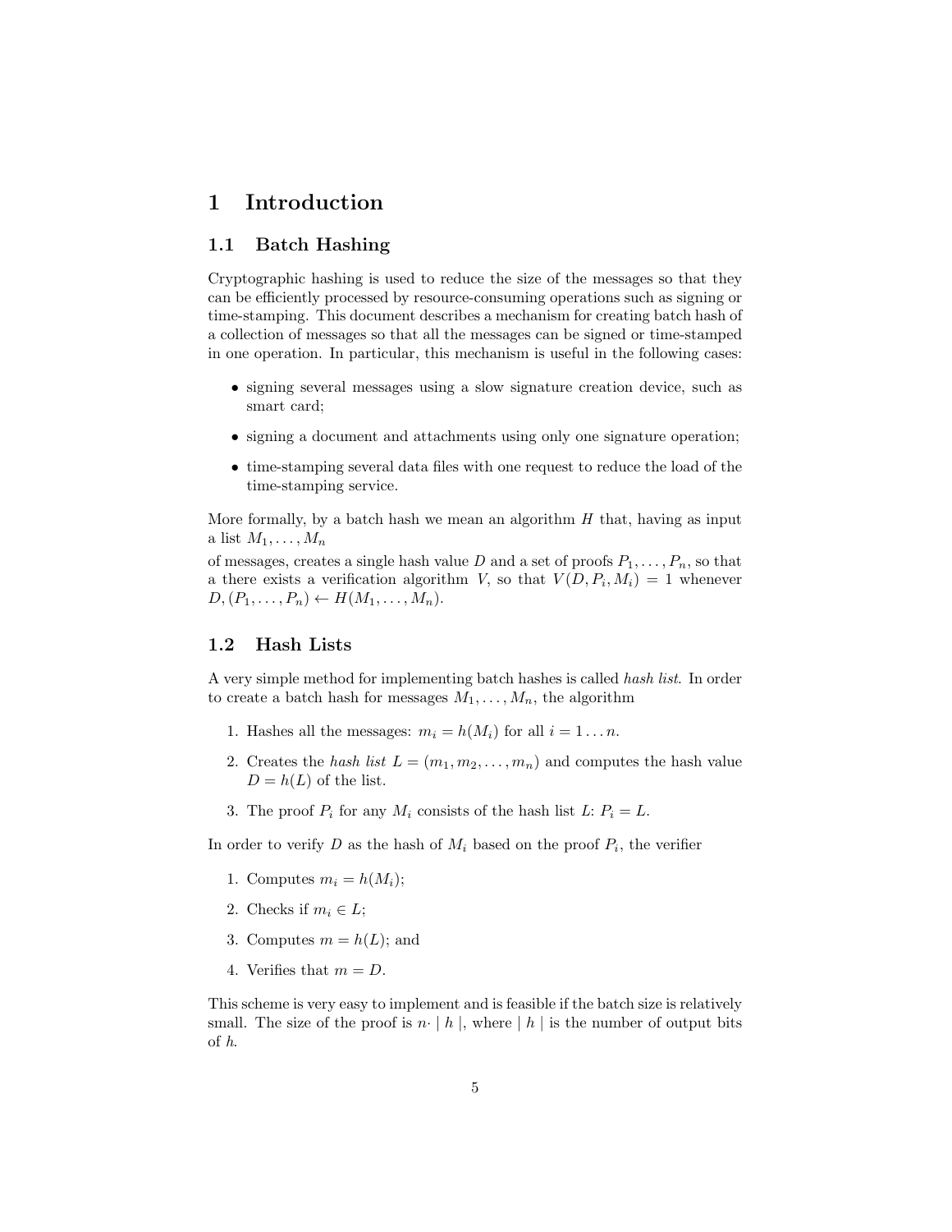# 1 Introduction

## 1.1 Batch Hashing

Cryptographic hashing is used to reduce the size of the messages so that they can be efficiently processed by resource-consuming operations such as signing or time-stamping. This document describes a mechanism for creating batch hash of a collection of messages so that all the messages can be signed or time-stamped in one operation. In particular, this mechanism is useful in the following cases:

- signing several messages using a slow signature creation device, such as smart card;
- signing a document and attachments using only one signature operation;
- time-stamping several data files with one request to reduce the load of the time-stamping service.

More formally, by a batch hash we mean an algorithm $H$ that, having as input a list $M_1, \ldots, M_n$

of messages, creates a single hash value $D$ and a set of proofs $P_1, \ldots, P_n$, so that a there exists a verification algorithm $V$, so that $V(D, P_i, M_i) = 1$ whenever $D, (P_1, \ldots, P_n) \leftarrow H(M_1, \ldots, M_n)$.

## 1.2 Hash Lists

A very simple method for implementing batch hashes is called *hash list*. In order to create a batch hash for messages $M_1, \ldots, M_n$, the algorithm

1. Hashes all the messages: $m_i = h(M_i)$ for all $i = 1 \ldots n$.
2. Creates the *hash list* $L = (m_1, m_2, \ldots, m_n)$ and computes the hash value $D = h(L)$ of the list.
3. The proof $P_i$ for any $M_i$ consists of the hash list $L$: $P_i = L$.

In order to verify $D$ as the hash of $M_i$ based on the proof $P_i$, the verifier

1. Computes $m_i = h(M_i)$;
2. Checks if $m_i \in L$;
3. Computes $m = h(L)$; and
4. Verifies that $m = D$.

This scheme is very easy to implement and is feasible if the batch size is relatively small. The size of the proof is $n \cdot \mid h \mid$, where $\mid h \mid$ is the number of output bits of $h$.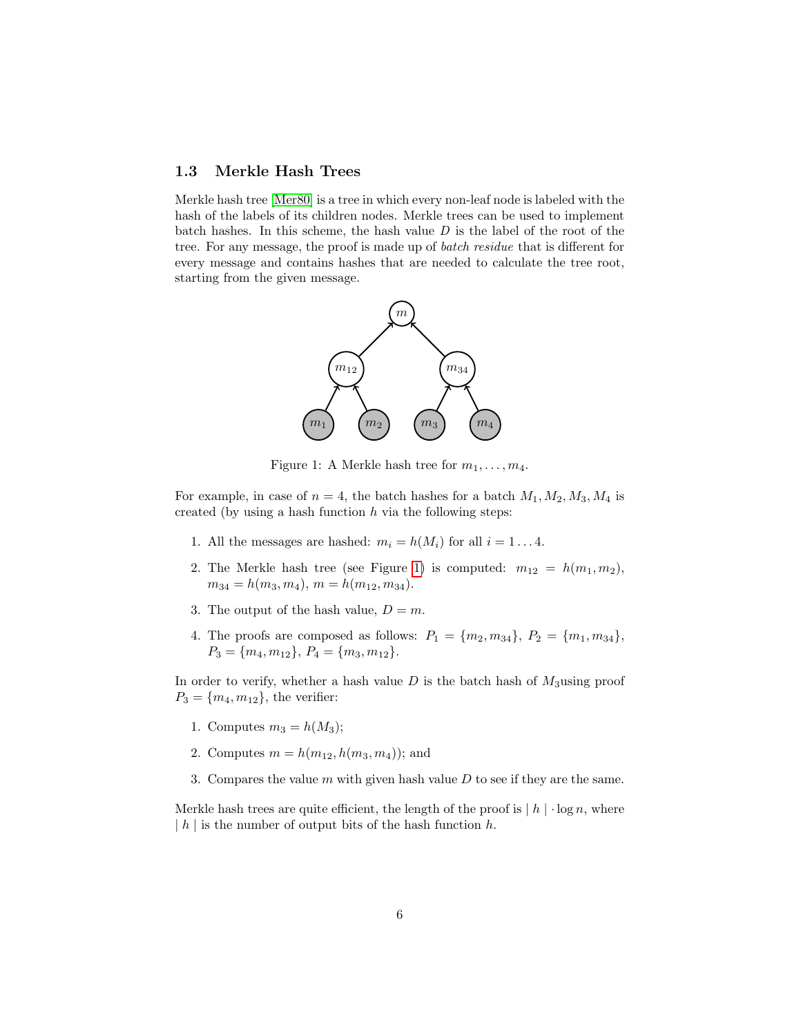### 1.3 Merkle Hash Trees

Merkle hash tree [Mer80] is a tree in which every non-leaf node is labeled with the hash of the labels of its children nodes. Merkle trees can be used to implement batch hashes. In this scheme, the hash value $D$ is the label of the root of the tree. For any message, the proof is made up of *batch residue* that is different for every message and contains hashes that are needed to calculate the tree root, starting from the given message.

Figure 1: A Merkle hash tree for $m_1, \ldots, m_4$.

For example, in case of $n = 4$, the batch hashes for a batch $M_1, M_2, M_3, M_4$ is created (by using a hash function $h$ via the following steps:

1. All the messages are hashed: $m_i = h(M_i)$ for all $i = 1 \ldots 4$.
2. The Merkle hash tree (see Figure 1) is computed: $m_{12} = h(m_1, m_2)$, $m_{34} = h(m_3, m_4)$, $m = h(m_{12}, m_{34})$.
3. The output of the hash value, $D = m$.
4. The proofs are composed as follows: $P_1 = \{m_2, m_{34}\}$, $P_2 = \{m_1, m_{34}\}$, $P_3 = \{m_4, m_{12}\}$, $P_4 = \{m_3, m_{12}\}$.

In order to verify, whether a hash value $D$ is the batch hash of $M_3$using proof $P_3 = \{m_4, m_{12}\}$, the verifier:

1. Computes $m_3 = h(M_3)$;
2. Computes $m = h(m_{12}, h(m_3, m_4))$; and
3. Compares the value $m$ with given hash value $D$ to see if they are the same.

Merkle hash trees are quite efficient, the length of the proof is $\mid h \mid \cdot \log n$, where $\mid h \mid$ is the number of output bits of the hash function $h$.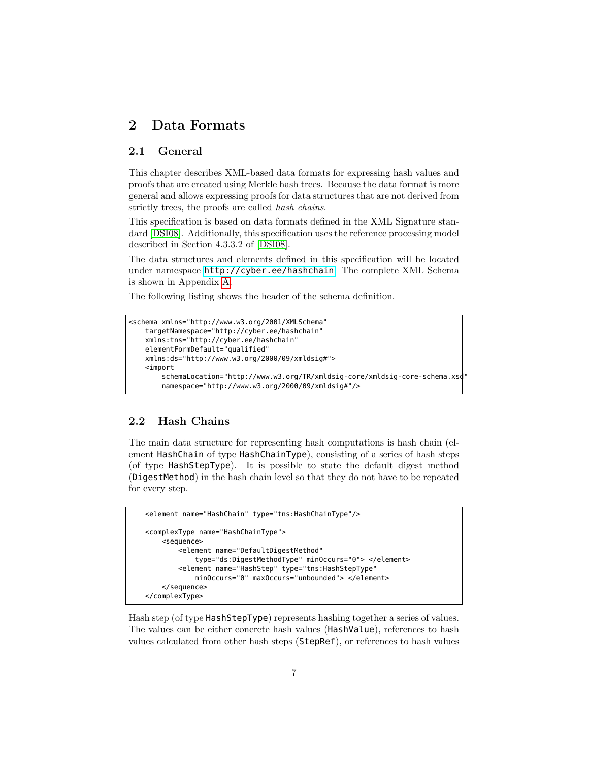# 2 Data Formats

## 2.1 General

This chapter describes XML-based data formats for expressing hash values and proofs that are created using Merkle hash trees. Because the data format is more general and allows expressing proofs for data structures that are not derived from strictly trees, the proofs are called *hash chains*.

This specification is based on data formats defined in the XML Signature standard [DSI08]. Additionally, this specification uses the reference processing model described in Section 4.3.3.2 of [DSI08].

The data structures and elements defined in this specification will be located under namespace http://cyber.ee/hashchain. The complete XML Schema is shown in Appendix A.

The following listing shows the header of the schema definition.

```
<schema xmlns="http://www.w3.org/2001/XMLSchema"
    targetNamespace="http://cyber.ee/hashchain"
    xmlns:tns="http://cyber.ee/hashchain"
    elementFormDefault="qualified"
    xmlns:ds="http://www.w3.org/2000/09/xmldsig#">
    <import
        schemaLocation="http://www.w3.org/TR/xmldsig-core/xmldsig-core-schema.xsd"
        namespace="http://www.w3.org/2000/09/xmldsig#"/>
```

## 2.2 Hash Chains

The main data structure for representing hash computations is hash chain (element `HashChain` of type `HashChainType`), consisting of a series of hash steps (of type `HashStepType`). It is possible to state the default digest method (`DigestMethod`) in the hash chain level so that they do not have to be repeated for every step.

```
    <element name="HashChain" type="tns:HashChainType"/>

    <complexType name="HashChainType">
        <sequence>
            <element name="DefaultDigestMethod"
                type="ds:DigestMethodType" minOccurs="0"> </element>
            <element name="HashStep" type="tns:HashStepType"
                minOccurs="0" maxOccurs="unbounded"> </element>
        </sequence>
    </complexType>
```

Hash step (of type `HashStepType`) represents hashing together a series of values. The values can be either concrete hash values (`HashValue`), references to hash values calculated from other hash steps (`StepRef`), or references to hash values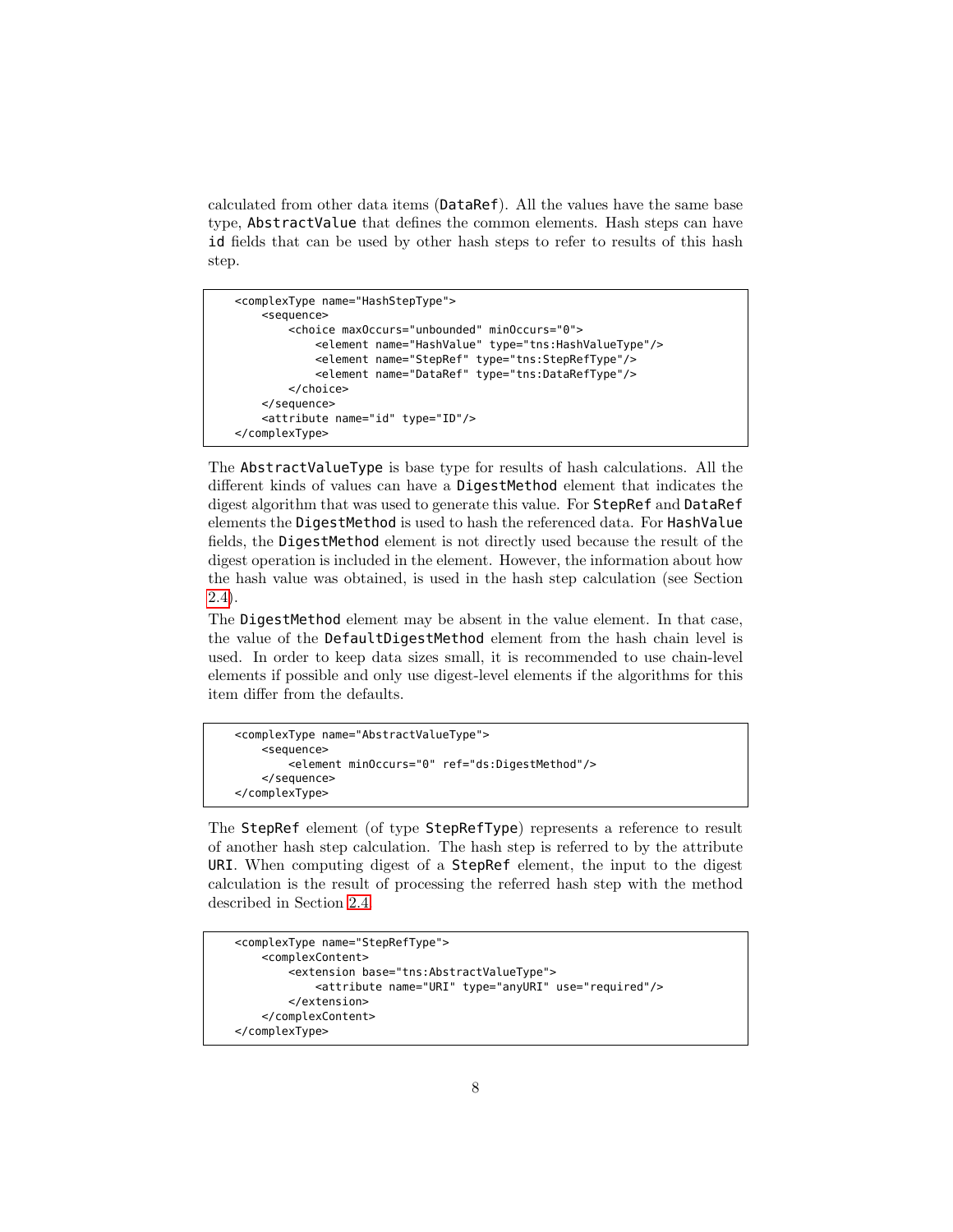calculated from other data items (`DataRef`). All the values have the same base type, `AbstractValue` that defines the common elements. Hash steps can have **id** fields that can be used by other hash steps to refer to results of this hash step.

```
<complexType name="HashStepType">
    <sequence>
        <choice maxOccurs="unbounded" minOccurs="0">
            <element name="HashValue" type="tns:HashValueType"/>
            <element name="StepRef" type="tns:StepRefType"/>
            <element name="DataRef" type="tns:DataRefType"/>
        </choice>
    </sequence>
    <attribute name="id" type="ID"/>
</complexType>
```

The `AbstractValueType` is base type for results of hash calculations. All the different kinds of values can have a `DigestMethod` element that indicates the digest algorithm that was used to generate this value. For `StepRef` and `DataRef` elements the `DigestMethod` is used to hash the referenced data. For `HashValue` fields, the `DigestMethod` element is not directly used because the result of the digest operation is included in the element. However, the information about how the hash value was obtained, is used in the hash step calculation (see Section 2.4).

The `DigestMethod` element may be absent in the value element. In that case, the value of the `DefaultDigestMethod` element from the hash chain level is used. In order to keep data sizes small, it is recommended to use chain-level elements if possible and only use digest-level elements if the algorithms for this item differ from the defaults.

```
<complexType name="AbstractValueType">
    <sequence>
        <element minOccurs="0" ref="ds:DigestMethod"/>
    </sequence>
</complexType>
```

The `StepRef` element (of type `StepRefType`) represents a reference to result of another hash step calculation. The hash step is referred to by the attribute **URI**. When computing digest of a `StepRef` element, the input to the digest calculation is the result of processing the referred hash step with the method described in Section 2.4

```
<complexType name="StepRefType">
    <complexContent>
        <extension base="tns:AbstractValueType">
            <attribute name="URI" type="anyURI" use="required"/>
        </extension>
    </complexContent>
</complexType>
```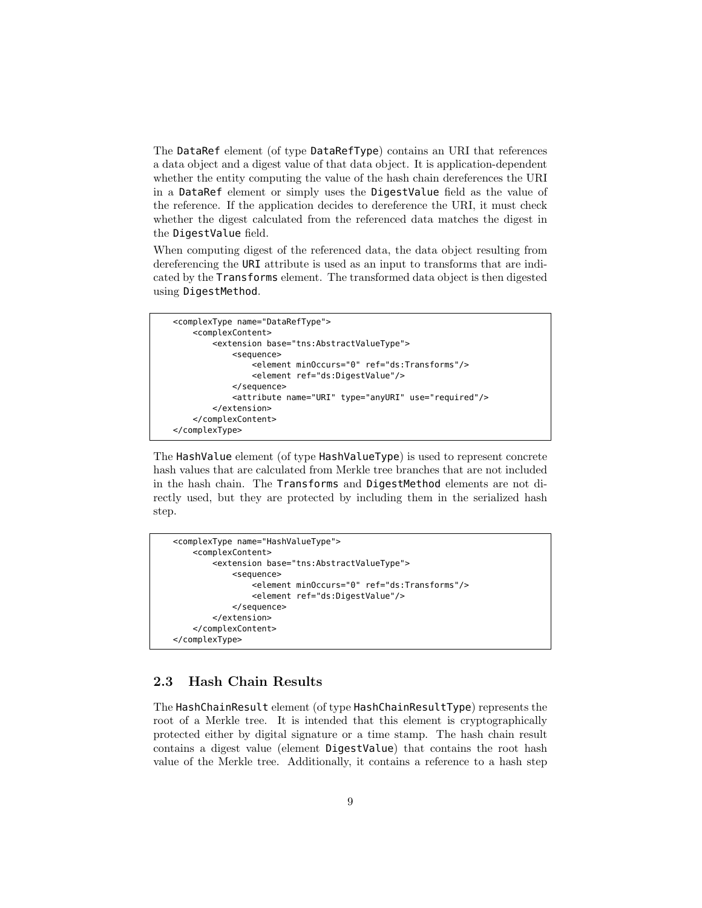The `DataRef` element (of type `DataRefType`) contains an URI that references a data object and a digest value of that data object. It is application-dependent whether the entity computing the value of the hash chain dereferences the URI in a `DataRef` element or simply uses the `DigestValue` field as the value of the reference. If the application decides to dereference the URI, it must check whether the digest calculated from the referenced data matches the digest in the `DigestValue` field.

When computing digest of the referenced data, the data object resulting from dereferencing the `URI` attribute is used as an input to transforms that are indicated by the `Transforms` element. The transformed data object is then digested using `DigestMethod`.

```
<complexType name="DataRefType">
    <complexContent>
        <extension base="tns:AbstractValueType">
            <sequence>
                <element minOccurs="0" ref="ds:Transforms"/>
                <element ref="ds:DigestValue"/>
            </sequence>
            <attribute name="URI" type="anyURI" use="required"/>
        </extension>
    </complexContent>
</complexType>
```

The `HashValue` element (of type `HashValueType`) is used to represent concrete hash values that are calculated from Merkle tree branches that are not included in the hash chain. The `Transforms` and `DigestMethod` elements are not directly used, but they are protected by including them in the serialized hash step.

```
<complexType name="HashValueType">
    <complexContent>
        <extension base="tns:AbstractValueType">
            <sequence>
                <element minOccurs="0" ref="ds:Transforms"/>
                <element ref="ds:DigestValue"/>
            </sequence>
        </extension>
    </complexContent>
</complexType>
```

## 2.3 Hash Chain Results

The `HashChainResult` element (of type `HashChainResultType`) represents the root of a Merkle tree. It is intended that this element is cryptographically protected either by digital signature or a time stamp. The hash chain result contains a digest value (element `DigestValue`) that contains the root hash value of the Merkle tree. Additionally, it contains a reference to a hash step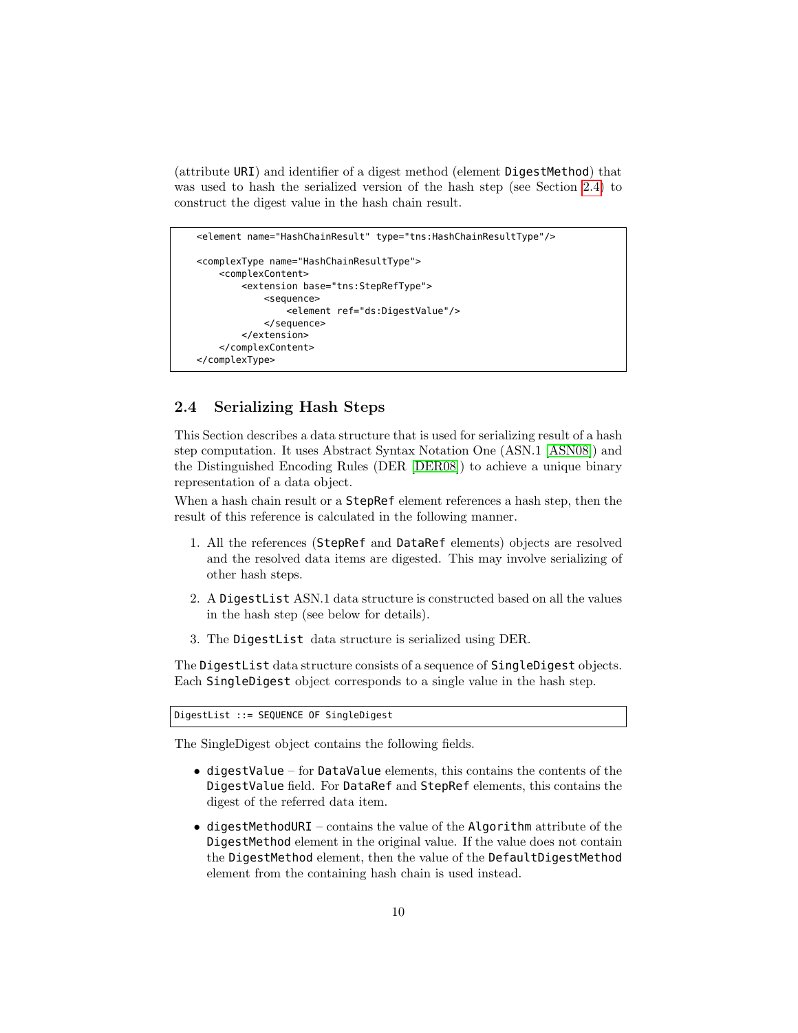(attribute URI) and identifier of a digest method (element DigestMethod) that was used to hash the serialized version of the hash step (see Section 2.4) to construct the digest value in the hash chain result.

```
<element name="HashChainResult" type="tns:HashChainResultType"/>

<complexType name="HashChainResultType">
    <complexContent>
        <extension base="tns:StepRefType">
            <sequence>
                <element ref="ds:DigestValue"/>
            </sequence>
        </extension>
    </complexContent>
</complexType>
```

### 2.4 Serializing Hash Steps

This Section describes a data structure that is used for serializing result of a hash step computation. It uses Abstract Syntax Notation One (ASN.1 [ASN08]) and the Distinguished Encoding Rules (DER [DER08]) to achieve a unique binary representation of a data object.

When a hash chain result or a StepRef element references a hash step, then the result of this reference is calculated in the following manner.

1. All the references (StepRef and DataRef elements) objects are resolved and the resolved data items are digested. This may involve serializing of other hash steps.
2. A DigestList ASN.1 data structure is constructed based on all the values in the hash step (see below for details).
3. The DigestList data structure is serialized using DER.

The DigestList data structure consists of a sequence of SingleDigest objects. Each SingleDigest object corresponds to a single value in the hash step.

```
DigestList ::= SEQUENCE OF SingleDigest
```

The SingleDigest object contains the following fields.

- digestValue – for DataValue elements, this contains the contents of the DigestValue field. For DataRef and StepRef elements, this contains the digest of the referred data item.
- digestMethodURI – contains the value of the Algorithm attribute of the DigestMethod element in the original value. If the value does not contain the DigestMethod element, then the value of the DefaultDigestMethod element from the containing hash chain is used instead.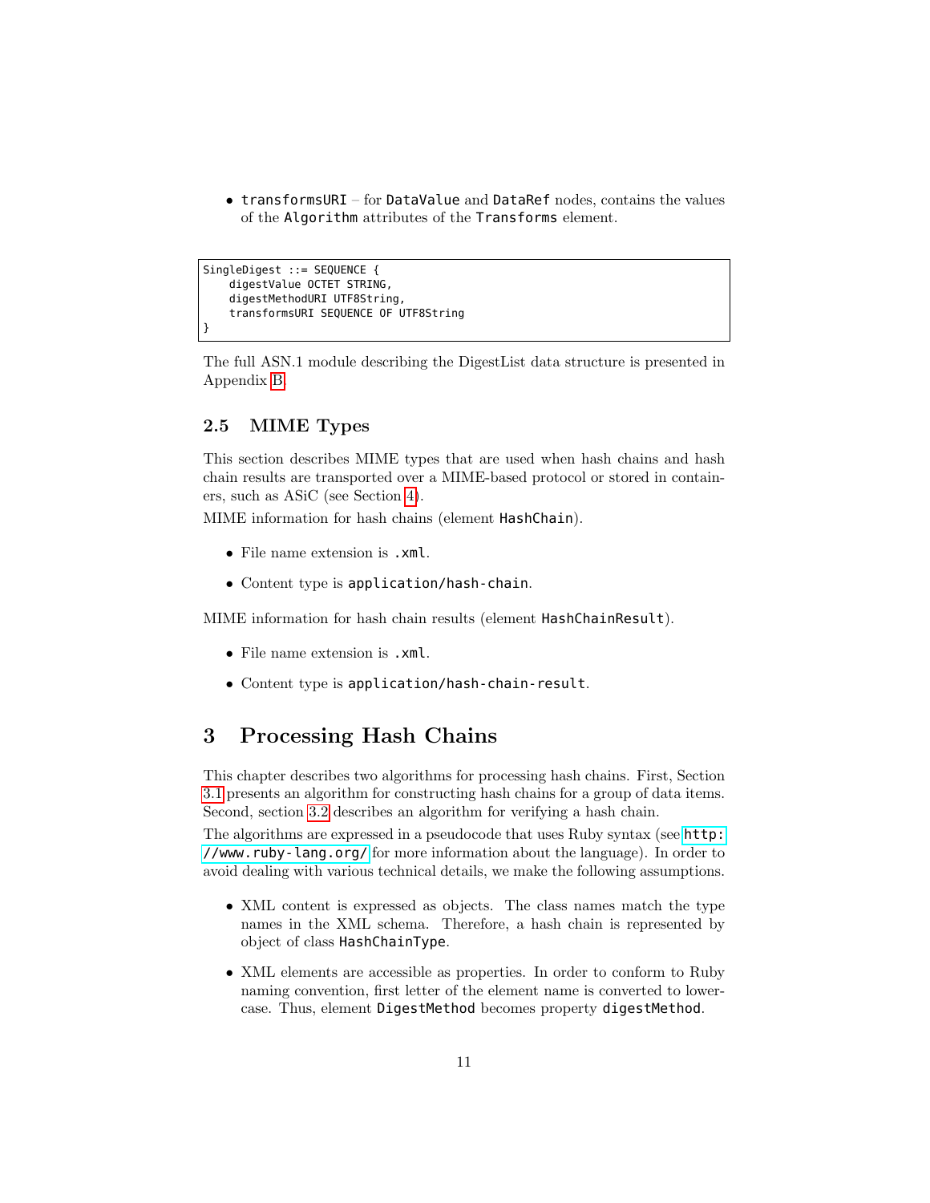- `transformsURI` – for `DataValue` and `DataRef` nodes, contains the values of the `Algorithm` attributes of the `Transforms` element.

```
SingleDigest ::= SEQUENCE {
    digestValue OCTET STRING,
    digestMethodURI UTF8String,
    transformsURI SEQUENCE OF UTF8String
}
```

The full ASN.1 module describing the DigestList data structure is presented in Appendix B.

### 2.5 MIME Types

This section describes MIME types that are used when hash chains and hash chain results are transported over a MIME-based protocol or stored in containers, such as ASiC (see Section 4).

MIME information for hash chains (element `HashChain`).

- File name extension is `.xml`.
- Content type is `application/hash-chain`.

MIME information for hash chain results (element `HashChainResult`).

- File name extension is `.xml`.
- Content type is `application/hash-chain-result`.

## 3 Processing Hash Chains

This chapter describes two algorithms for processing hash chains. First, Section 3.1 presents an algorithm for constructing hash chains for a group of data items. Second, section 3.2 describes an algorithm for verifying a hash chain.

The algorithms are expressed in a pseudocode that uses Ruby syntax (see `http://www.ruby-lang.org/` for more information about the language). In order to avoid dealing with various technical details, we make the following assumptions.

- XML content is expressed as objects. The class names match the type names in the XML schema. Therefore, a hash chain is represented by object of class `HashChainType`.
- XML elements are accessible as properties. In order to conform to Ruby naming convention, first letter of the element name is converted to lowercase. Thus, element `DigestMethod` becomes property `digestMethod`.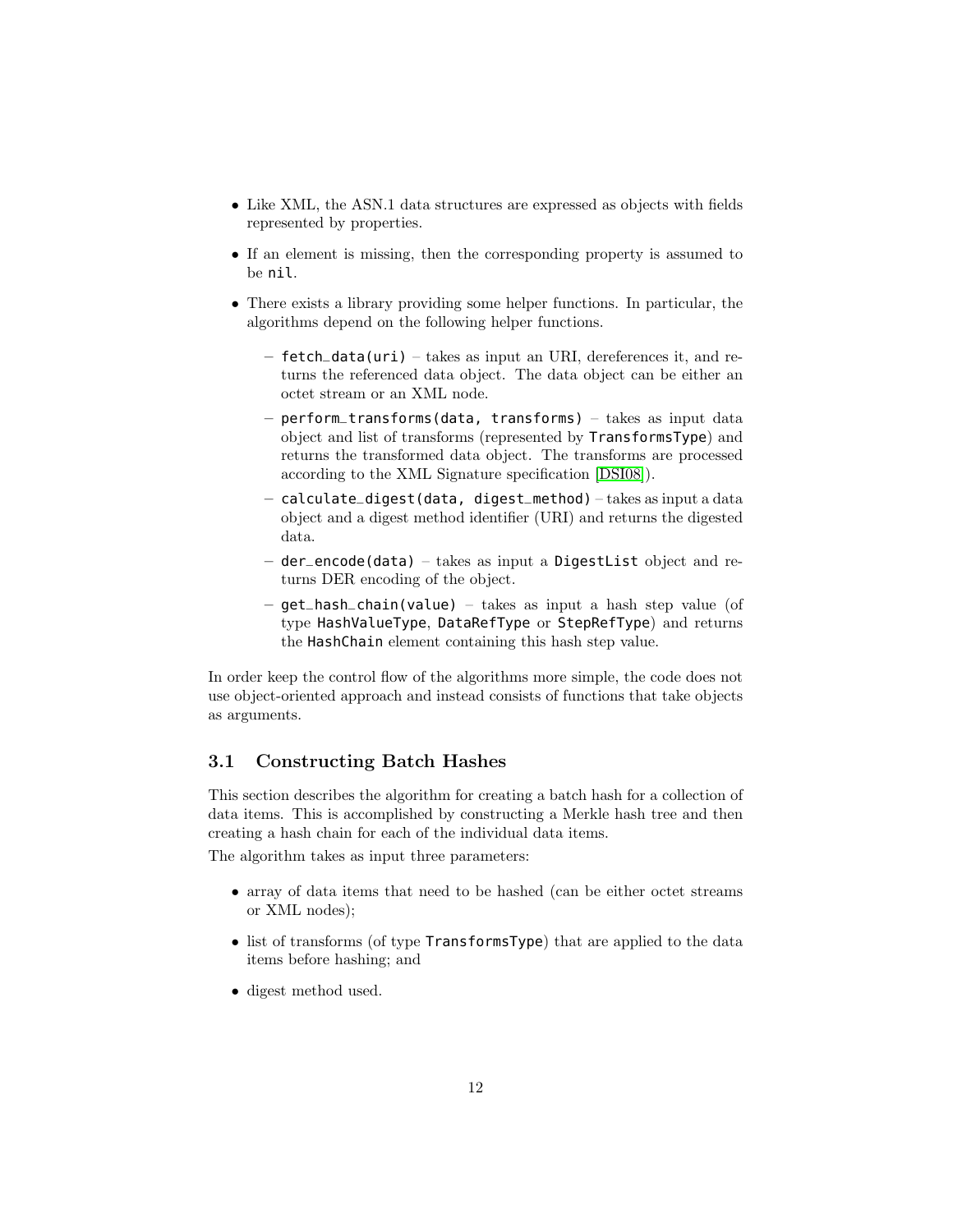- Like XML, the ASN.1 data structures are expressed as objects with fields represented by properties.
- If an element is missing, then the corresponding property is assumed to be `nil`.
- There exists a library providing some helper functions. In particular, the algorithms depend on the following helper functions.
  - `fetch_data(uri)` – takes as input an URI, dereferences it, and returns the referenced data object. The data object can be either an octet stream or an XML node.
  - `perform_transforms(data, transforms)` – takes as input data object and list of transforms (represented by `TransformsType`) and returns the transformed data object. The transforms are processed according to the XML Signature specification [DSI08]).
  - `calculate_digest(data, digest_method)` – takes as input a data object and a digest method identifier (URI) and returns the digested data.
  - `der_encode(data)` – takes as input a `DigestList` object and returns DER encoding of the object.
  - `get_hash_chain(value)` – takes as input a hash step value (of type `HashValueType`, `DataRefType` or `StepRefType`) and returns the `HashChain` element containing this hash step value.

In order keep the control flow of the algorithms more simple, the code does not use object-oriented approach and instead consists of functions that take objects as arguments.

## 3.1 Constructing Batch Hashes

This section describes the algorithm for creating a batch hash for a collection of data items. This is accomplished by constructing a Merkle hash tree and then creating a hash chain for each of the individual data items.

The algorithm takes as input three parameters:

- array of data items that need to be hashed (can be either octet streams or XML nodes);
- list of transforms (of type `TransformsType`) that are applied to the data items before hashing; and
- digest method used.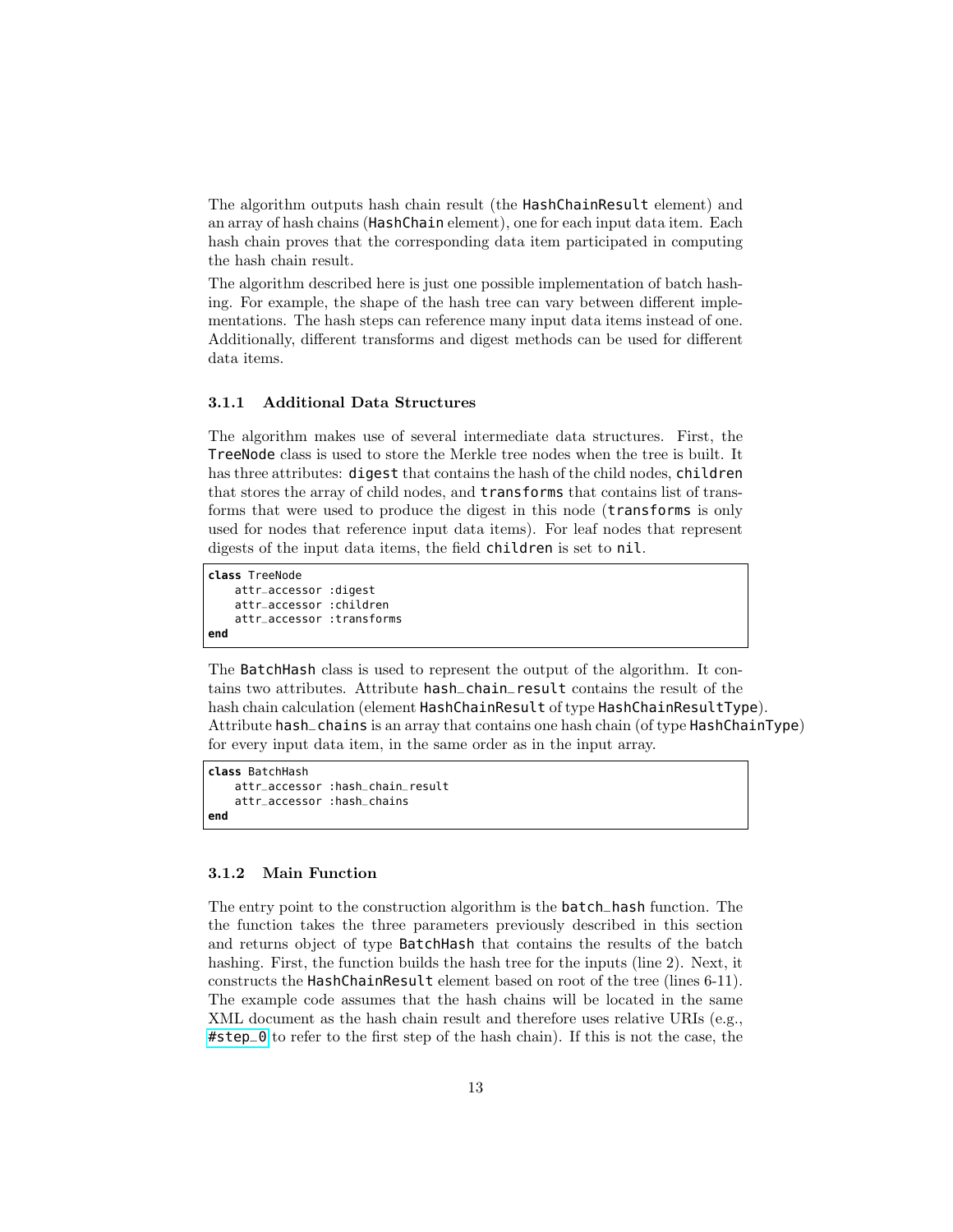The algorithm outputs hash chain result (the `HashChainResult` element) and an array of hash chains (`HashChain` element), one for each input data item. Each hash chain proves that the corresponding data item participated in computing the hash chain result.

The algorithm described here is just one possible implementation of batch hashing. For example, the shape of the hash tree can vary between different implementations. The hash steps can reference many input data items instead of one. Additionally, different transforms and digest methods can be used for different data items.

### 3.1.1 Additional Data Structures

The algorithm makes use of several intermediate data structures. First, the `TreeNode` class is used to store the Merkle tree nodes when the tree is built. It has three attributes: `digest` that contains the hash of the child nodes, `children` that stores the array of child nodes, and `transforms` that contains list of transforms that were used to produce the digest in this node (`transforms` is only used for nodes that reference input data items). For leaf nodes that represent digests of the input data items, the field `children` is set to `nil`.

```
class TreeNode
    attr_accessor :digest
    attr_accessor :children
    attr_accessor :transforms
end
```

The `BatchHash` class is used to represent the output of the algorithm. It contains two attributes. Attribute `hash_chain_result` contains the result of the hash chain calculation (element `HashChainResult` of type `HashChainResultType`). Attribute `hash_chains` is an array that contains one hash chain (of type `HashChainType`) for every input data item, in the same order as in the input array.

```
class BatchHash
    attr_accessor :hash_chain_result
    attr_accessor :hash_chains
end
```

### 3.1.2 Main Function

The entry point to the construction algorithm is the `batch_hash` function. The the function takes the three parameters previously described in this section and returns object of type `BatchHash` that contains the results of the batch hashing. First, the function builds the hash tree for the inputs (line 2). Next, it constructs the `HashChainResult` element based on root of the tree (lines 6-11). The example code assumes that the hash chains will be located in the same XML document as the hash chain result and therefore uses relative URIs (e.g., `#step_0` to refer to the first step of the hash chain). If this is not the case, the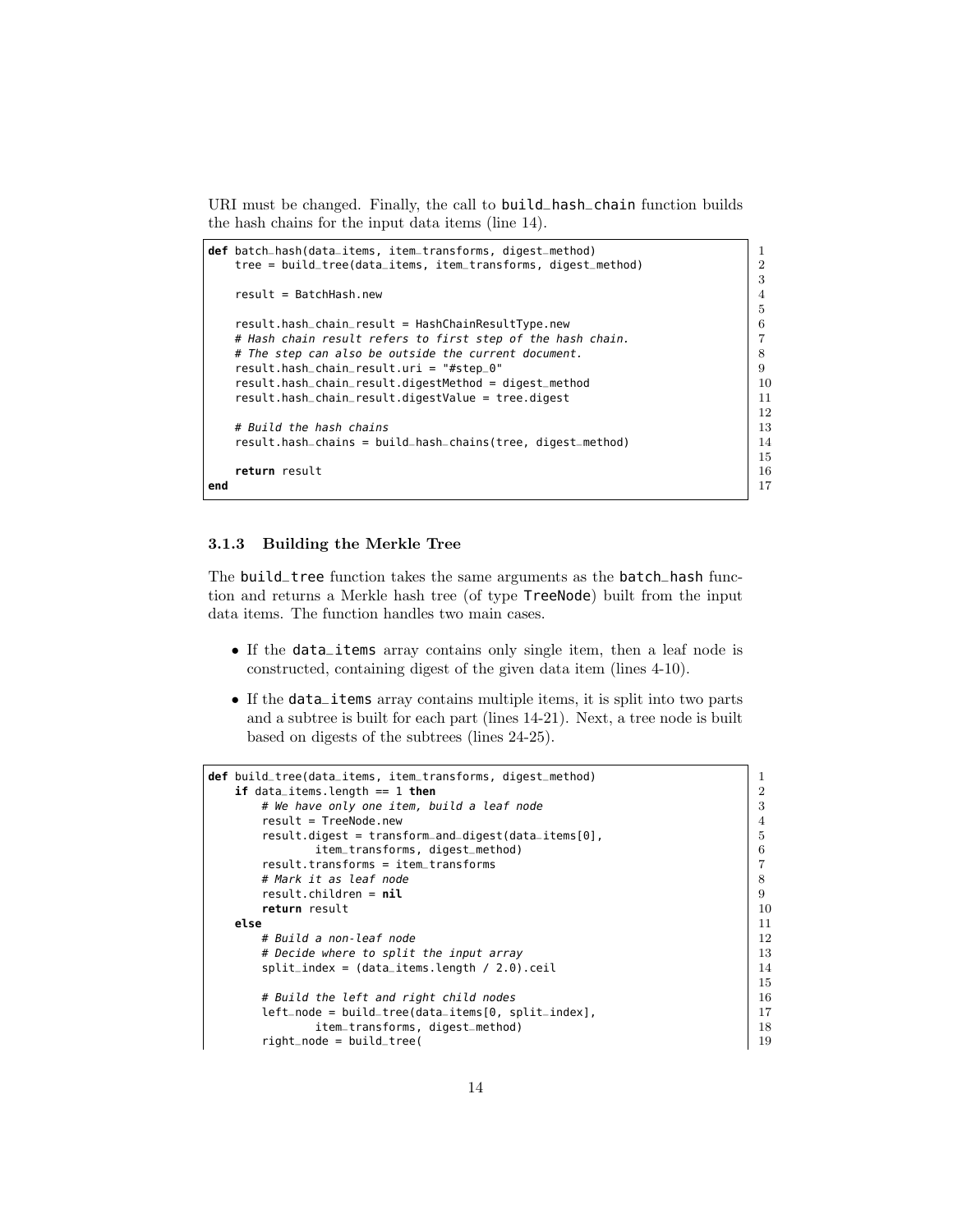URI must be changed. Finally, the call to `build_hash_chain` function builds the hash chains for the input data items (line 14).

```
def batch_hash(data_items, item_transforms, digest_method)
    tree = build_tree(data_items, item_transforms, digest_method)

    result = BatchHash.new

    result.hash_chain_result = HashChainResultType.new
    # Hash chain result refers to first step of the hash chain.
    # The step can also be outside the current document.
    result.hash_chain_result.uri = "#step_0"
    result.hash_chain_result.digestMethod = digest_method
    result.hash_chain_result.digestValue = tree.digest

    # Build the hash chains
    result.hash_chains = build_hash_chains(tree, digest_method)

    return result
end
```

### 3.1.3 Building the Merkle Tree

The `build_tree` function takes the same arguments as the `batch_hash` function and returns a Merkle hash tree (of type `TreeNode`) built from the input data items. The function handles two main cases.

- If the `data_items` array contains only single item, then a leaf node is constructed, containing digest of the given data item (lines 4-10).
- If the `data_items` array contains multiple items, it is split into two parts and a subtree is built for each part (lines 14-21). Next, a tree node is built based on digests of the subtrees (lines 24-25).

```
def build_tree(data_items, item_transforms, digest_method)
    if data_items.length == 1 then
        # We have only one item, build a leaf node
        result = TreeNode.new
        result.digest = transform_and_digest(data_items[0],
                item_transforms, digest_method)
        result.transforms = item_transforms
        # Mark it as leaf node
        result.children = nil
        return result
    else
        # Build a non-leaf node
        # Decide where to split the input array
        split_index = (data_items.length / 2.0).ceil

        # Build the left and right child nodes
        left_node = build_tree(data_items[0, split_index],
                item_transforms, digest_method)
        right_node = build_tree(
```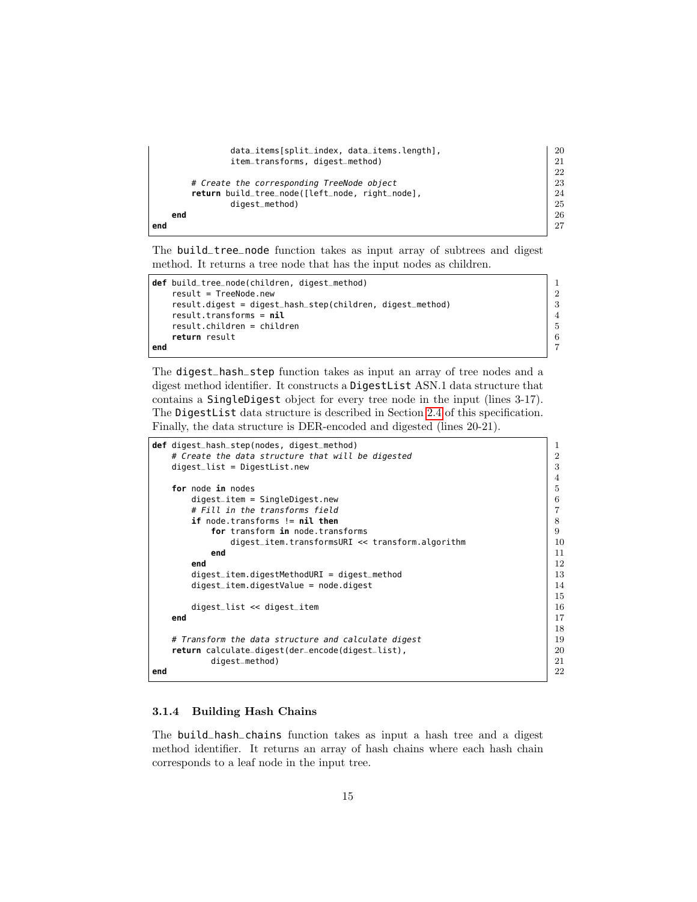```
            data_items[split_index, data_items.length],
            item_transforms, digest_method)

        # Create the corresponding TreeNode object
        return build_tree_node([left_node, right_node],
            digest_method)
    end
end
```

The `build_tree_node` function takes as input array of subtrees and digest method. It returns a tree node that has the input nodes as children.

```
def build_tree_node(children, digest_method)
    result = TreeNode.new
    result.digest = digest_hash_step(children, digest_method)
    result.transforms = nil
    result.children = children
    return result
end
```

The `digest_hash_step` function takes as input an array of tree nodes and a digest method identifier. It constructs a `DigestList` ASN.1 data structure that contains a `SingleDigest` object for every tree node in the input (lines 3-17). The `DigestList` data structure is described in Section 2.4 of this specification. Finally, the data structure is DER-encoded and digested (lines 20-21).

```
def digest_hash_step(nodes, digest_method)
    # Create the data structure that will be digested
    digest_list = DigestList.new

    for node in nodes
        digest_item = SingleDigest.new
        # Fill in the transforms field
        if node.transforms != nil then
            for transform in node.transforms
                digest_item.transformsURI << transform.algorithm
            end
        end
        digest_item.digestMethodURI = digest_method
        digest_item.digestValue = node.digest

        digest_list << digest_item
    end

    # Transform the data structure and calculate digest
    return calculate_digest(der_encode(digest_list),
        digest_method)
end
```

#### 3.1.4 Building Hash Chains

The `build_hash_chains` function takes as input a hash tree and a digest method identifier. It returns an array of hash chains where each hash chain corresponds to a leaf node in the input tree.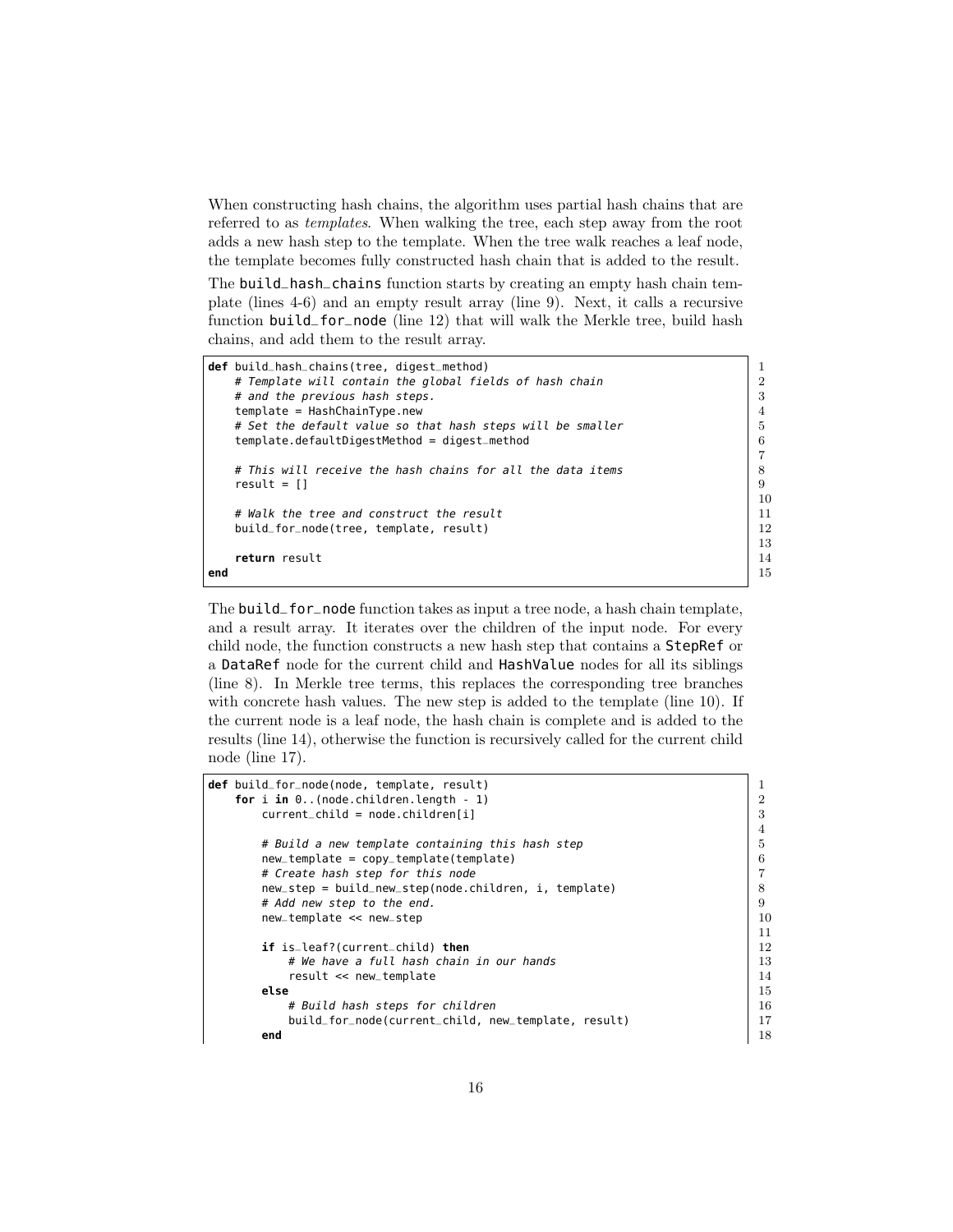When constructing hash chains, the algorithm uses partial hash chains that are referred to as *templates*. When walking the tree, each step away from the root adds a new hash step to the template. When the tree walk reaches a leaf node, the template becomes fully constructed hash chain that is added to the result.

The `build_hash_chains` function starts by creating an empty hash chain template (lines 4-6) and an empty result array (line 9). Next, it calls a recursive function `build_for_node` (line 12) that will walk the Merkle tree, build hash chains, and add them to the result array.

```
def build_hash_chains(tree, digest_method)
    # Template will contain the global fields of hash chain
    # and the previous hash steps.
    template = HashChainType.new
    # Set the default value so that hash steps will be smaller
    template.defaultDigestMethod = digest_method

    # This will receive the hash chains for all the data items
    result = []

    # Walk the tree and construct the result
    build_for_node(tree, template, result)

    return result
end
```

The `build_for_node` function takes as input a tree node, a hash chain template, and a result array. It iterates over the children of the input node. For every child node, the function constructs a new hash step that contains a `StepRef` or a `DataRef` node for the current child and `HashValue` nodes for all its siblings (line 8). In Merkle tree terms, this replaces the corresponding tree branches with concrete hash values. The new step is added to the template (line 10). If the current node is a leaf node, the hash chain is complete and is added to the results (line 14), otherwise the function is recursively called for the current child node (line 17).

```
def build_for_node(node, template, result)
    for i in 0..(node.children.length - 1)
        current_child = node.children[i]

        # Build a new template containing this hash step
        new_template = copy_template(template)
        # Create hash step for this node
        new_step = build_new_step(node.children, i, template)
        # Add new step to the end.
        new_template << new_step

        if is_leaf?(current_child) then
            # We have a full hash chain in our hands
            result << new_template
        else
            # Build hash steps for children
            build_for_node(current_child, new_template, result)
        end
```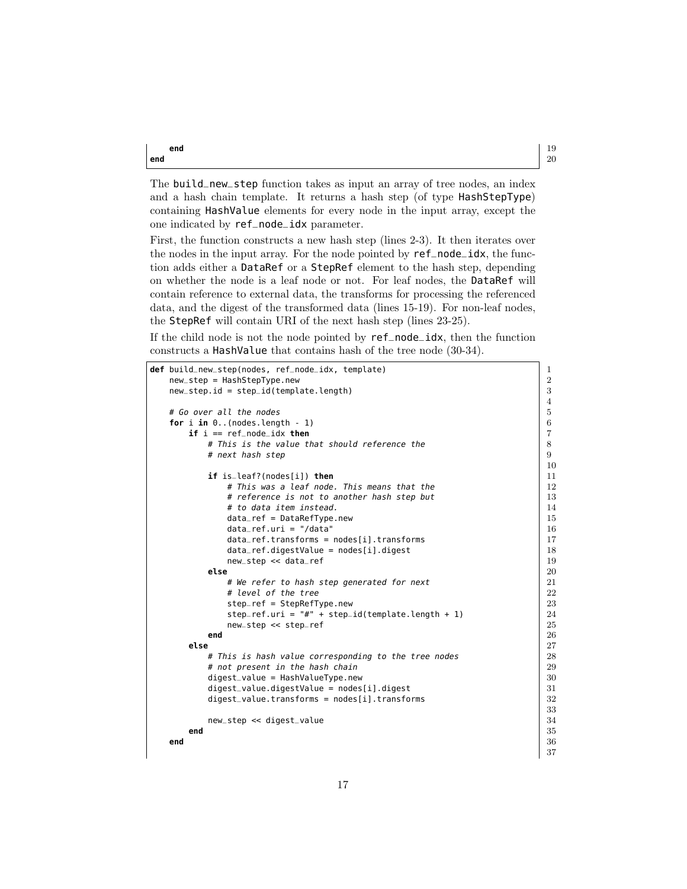```
    end
end
```

The build_new_step function takes as input an array of tree nodes, an index and a hash chain template. It returns a hash step (of type HashStepType) containing HashValue elements for every node in the input array, except the one indicated by ref_node_idx parameter.

First, the function constructs a new hash step (lines 2-3). It then iterates over the nodes in the input array. For the node pointed by ref_node_idx, the function adds either a DataRef or a StepRef element to the hash step, depending on whether the node is a leaf node or not. For leaf nodes, the DataRef will contain reference to external data, the transforms for processing the referenced data, and the digest of the transformed data (lines 15-19). For non-leaf nodes, the StepRef will contain URI of the next hash step (lines 23-25).

If the child node is not the node pointed by ref_node_idx, then the function constructs a HashValue that contains hash of the tree node (30-34).

```
def build_new_step(nodes, ref_node_idx, template)
    new_step = HashStepType.new
    new_step.id = step_id(template.length)

    # Go over all the nodes
    for i in 0..(nodes.length - 1)
        if i == ref_node_idx then
            # This is the value that should reference the
            # next hash step

            if is_leaf?(nodes[i]) then
                # This was a leaf node. This means that the
                # reference is not to another hash step but
                # to data item instead.
                data_ref = DataRefType.new
                data_ref.uri = "/data"
                data_ref.transforms = nodes[i].transforms
                data_ref.digestValue = nodes[i].digest
                new_step << data_ref
            else
                # We refer to hash step generated for next
                # level of the tree
                step_ref = StepRefType.new
                step_ref.uri = "#" + step_id(template.length + 1)
                new_step << step_ref
            end
        else
            # This is hash value corresponding to the tree nodes
            # not present in the hash chain
            digest_value = HashValueType.new
            digest_value.digestValue = nodes[i].digest
            digest_value.transforms = nodes[i].transforms

            new_step << digest_value
        end
    end

```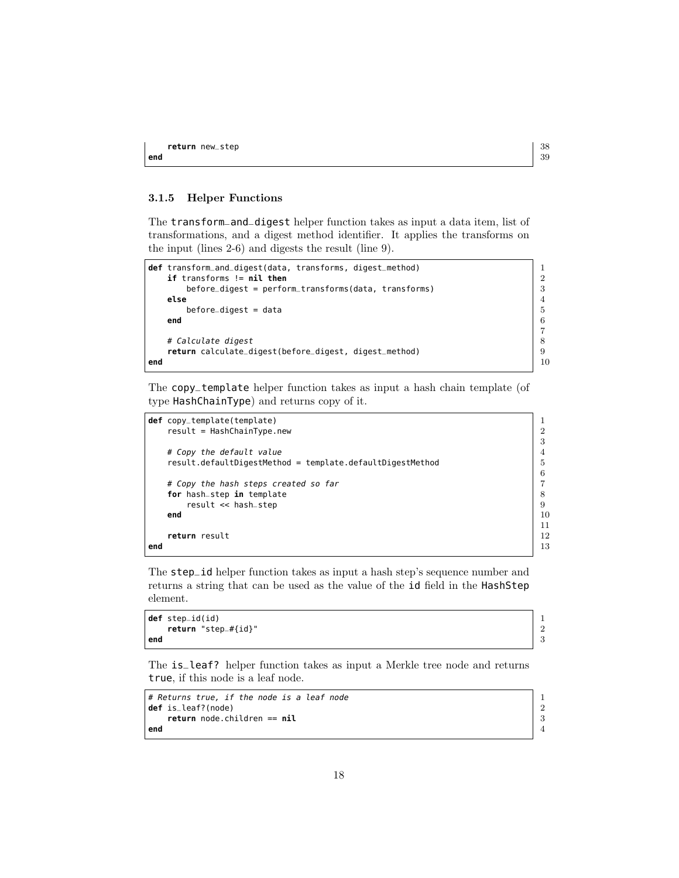```
    return new_step
end
```

### 3.1.5 Helper Functions

The `transform_and_digest` helper function takes as input a data item, list of transformations, and a digest method identifier. It applies the transforms on the input (lines 2-6) and digests the result (line 9).

```
def transform_and_digest(data, transforms, digest_method)
    if transforms != nil then
        before_digest = perform_transforms(data, transforms)
    else
        before_digest = data
    end

    # Calculate digest
    return calculate_digest(before_digest, digest_method)
end
```

The `copy_template` helper function takes as input a hash chain template (of type `HashChainType`) and returns copy of it.

```
def copy_template(template)
    result = HashChainType.new

    # Copy the default value
    result.defaultDigestMethod = template.defaultDigestMethod

    # Copy the hash steps created so far
    for hash_step in template
        result << hash_step
    end

    return result
end
```

The `step_id` helper function takes as input a hash step's sequence number and returns a string that can be used as the value of the `id` field in the `HashStep` element.

```
def step_id(id)
    return "step_#{id}"
end
```

The `is_leaf?` helper function takes as input a Merkle tree node and returns `true`, if this node is a leaf node.

```
# Returns true, if the node is a leaf node
def is_leaf?(node)
    return node.children == nil
end
```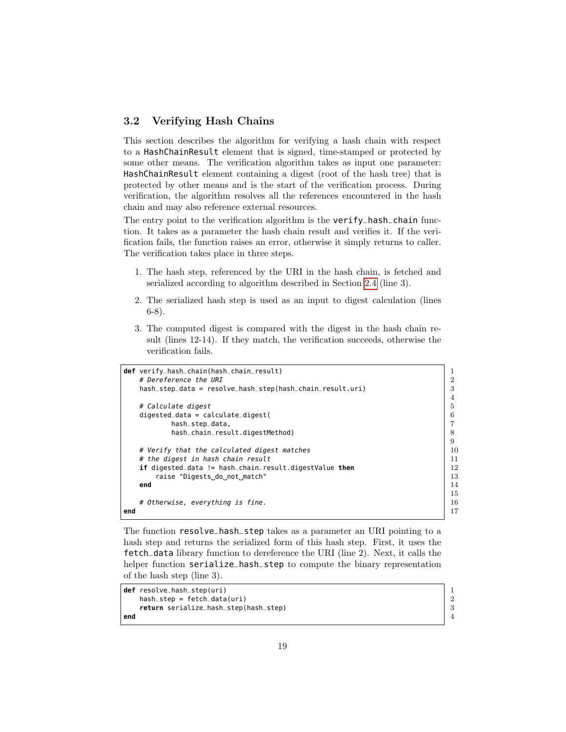### 3.2 Verifying Hash Chains

This section describes the algorithm for verifying a hash chain with respect to a HashChainResult element that is signed, time-stamped or protected by some other means. The verification algorithm takes as input one parameter: HashChainResult element containing a digest (root of the hash tree) that is protected by other means and is the start of the verification process. During verification, the algorithm resolves all the references encountered in the hash chain and may also reference external resources.

The entry point to the verification algorithm is the verify_hash_chain function. It takes as a parameter the hash chain result and verifies it. If the verification fails, the function raises an error, otherwise it simply returns to caller. The verification takes place in three steps.

1. The hash step, referenced by the URI in the hash chain, is fetched and serialized according to algorithm described in Section 2.4 (line 3).
2. The serialized hash step is used as an input to digest calculation (lines 6-8).
3. The computed digest is compared with the digest in the hash chain result (lines 12-14). If they match, the verification succeeds, otherwise the verification fails.

```
def verify_hash_chain(hash_chain_result)
    # Dereference the URI
    hash_step_data = resolve_hash_step(hash_chain_result.uri)

    # Calculate digest
    digested_data = calculate_digest(
            hash_step_data,
            hash_chain_result.digestMethod)

    # Verify that the calculated digest matches
    # the digest in hash chain result
    if digested_data != hash_chain_result.digestValue then
        raise "Digests do not match"
    end

    # Otherwise, everything is fine.
end
```

The function resolve_hash_step takes as a parameter an URI pointing to a hash step and returns the serialized form of this hash step. First, it uses the fetch_data library function to dereference the URI (line 2). Next, it calls the helper function serialize_hash_step to compute the binary representation of the hash step (line 3).

```
def resolve_hash_step(uri)
    hash_step = fetch_data(uri)
    return serialize_hash_step(hash_step)
end
```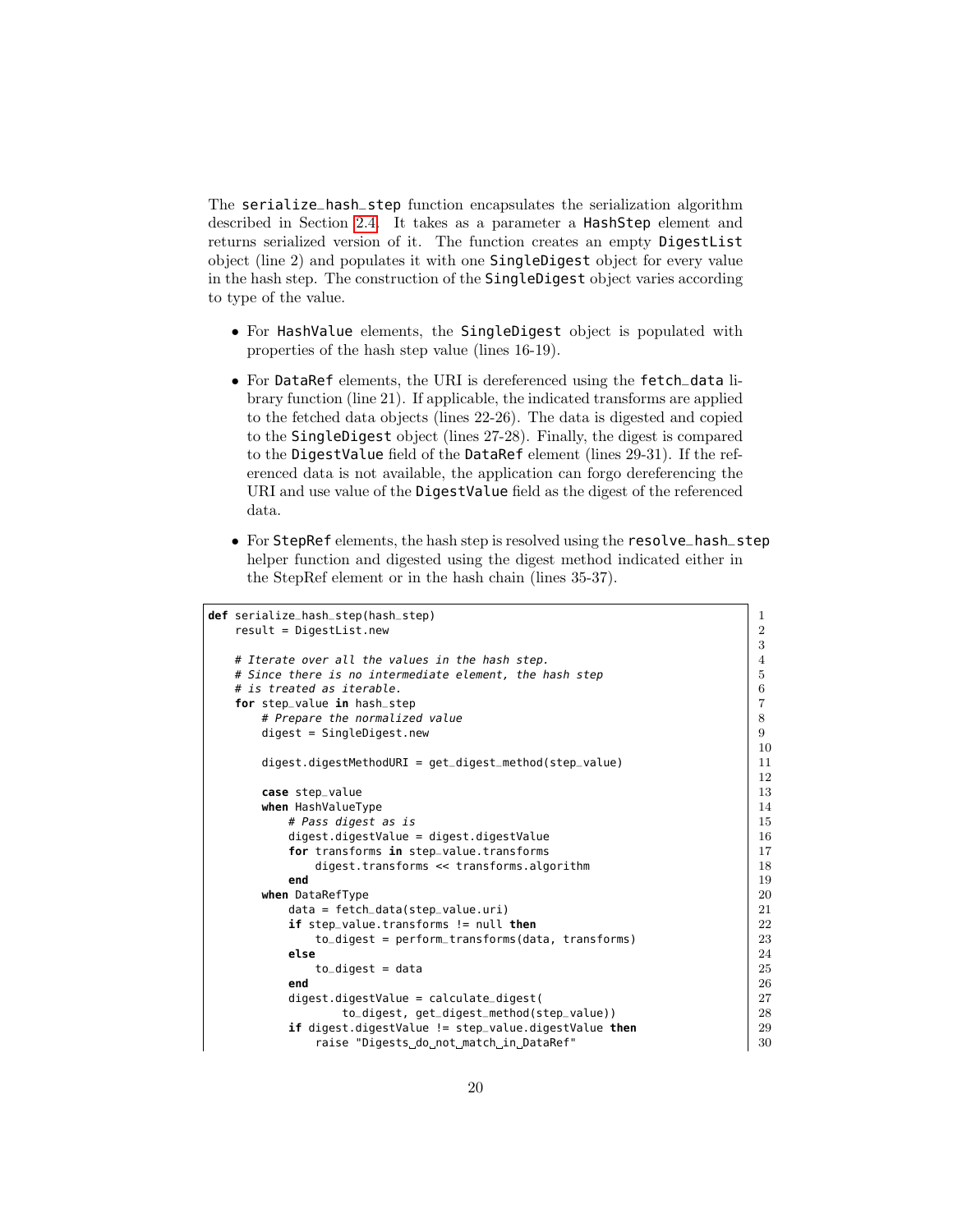The serialize_hash_step function encapsulates the serialization algorithm described in Section 2.4. It takes as a parameter a HashStep element and returns serialized version of it. The function creates an empty DigestList object (line 2) and populates it with one SingleDigest object for every value in the hash step. The construction of the SingleDigest object varies according to type of the value.

- For HashValue elements, the SingleDigest object is populated with properties of the hash step value (lines 16-19).
- For DataRef elements, the URI is dereferenced using the fetch_data library function (line 21). If applicable, the indicated transforms are applied to the fetched data objects (lines 22-26). The data is digested and copied to the SingleDigest object (lines 27-28). Finally, the digest is compared to the DigestValue field of the DataRef element (lines 29-31). If the referenced data is not available, the application can forgo dereferencing the URI and use value of the DigestValue field as the digest of the referenced data.
- For StepRef elements, the hash step is resolved using the resolve_hash_step helper function and digested using the digest method indicated either in the StepRef element or in the hash chain (lines 35-37).

```
def serialize_hash_step(hash_step)                                    1
    result = DigestList.new                                           2
                                                                      3
    # Iterate over all the values in the hash step.                   4
    # Since there is no intermediate element, the hash step           5
    # is treated as iterable.                                         6
    for step_value in hash_step                                       7
        # Prepare the normalized value                                8
        digest = SingleDigest.new                                     9
                                                                      10
        digest.digestMethodURI = get_digest_method(step_value)        11
                                                                      12
        case step_value                                               13
        when HashValueType                                            14
            # Pass digest as is                                       15
            digest.digestValue = digest.digestValue                   16
            for transforms in step_value.transforms                   17
                digest.transforms << transforms.algorithm             18
            end                                                       19
        when DataRefType                                              20
            data = fetch_data(step_value.uri)                         21
            if step_value.transforms != null then                     22
                to_digest = perform_transforms(data, transforms)      23
            else                                                      24
                to_digest = data                                      25
            end                                                       26
            digest.digestValue = calculate_digest(                    27
                    to_digest, get_digest_method(step_value))         28
            if digest.digestValue != step_value.digestValue then      29
                raise "Digests do not match in DataRef"               30
```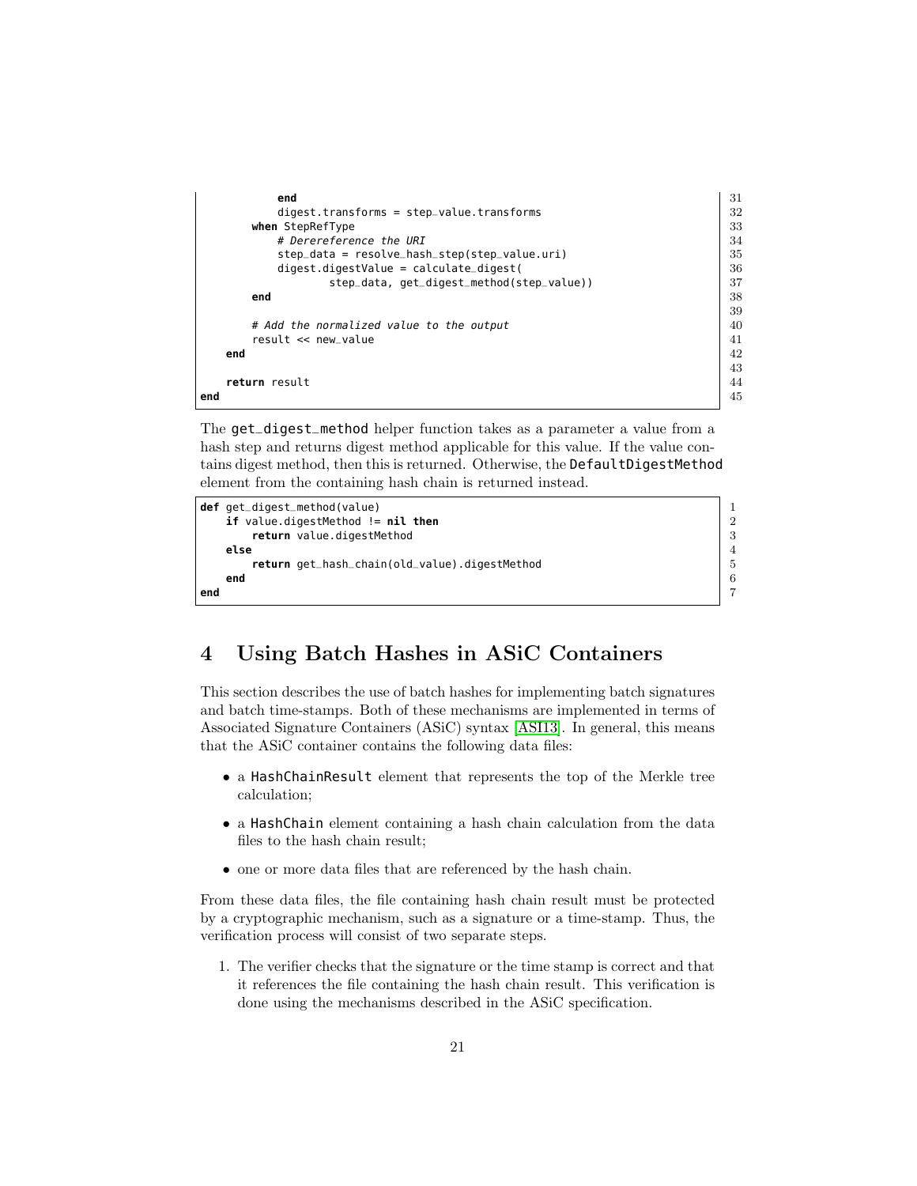```
            end
            digest.transforms = step_value.transforms
        when StepRefType
            # Derereference the URI
            step_data = resolve_hash_step(step_value.uri)
            digest.digestValue = calculate_digest(
                    step_data, get_digest_method(step_value))
        end

        # Add the normalized value to the output
        result << new_value
    end

    return result
end
```

The get_digest_method helper function takes as a parameter a value from a hash step and returns digest method applicable for this value. If the value contains digest method, then this is returned. Otherwise, the DefaultDigestMethod element from the containing hash chain is returned instead.

```
def get_digest_method(value)
    if value.digestMethod != nil then
        return value.digestMethod
    else
        return get_hash_chain(old_value).digestMethod
    end
end
```

# 4 Using Batch Hashes in ASiC Containers

This section describes the use of batch hashes for implementing batch signatures and batch time-stamps. Both of these mechanisms are implemented in terms of Associated Signature Containers (ASiC) syntax [ASI13]. In general, this means that the ASiC container contains the following data files:

- a HashChainResult element that represents the top of the Merkle tree calculation;
- a HashChain element containing a hash chain calculation from the data files to the hash chain result;
- one or more data files that are referenced by the hash chain.

From these data files, the file containing hash chain result must be protected by a cryptographic mechanism, such as a signature or a time-stamp. Thus, the verification process will consist of two separate steps.

1. The verifier checks that the signature or the time stamp is correct and that it references the file containing the hash chain result. This verification is done using the mechanisms described in the ASiC specification.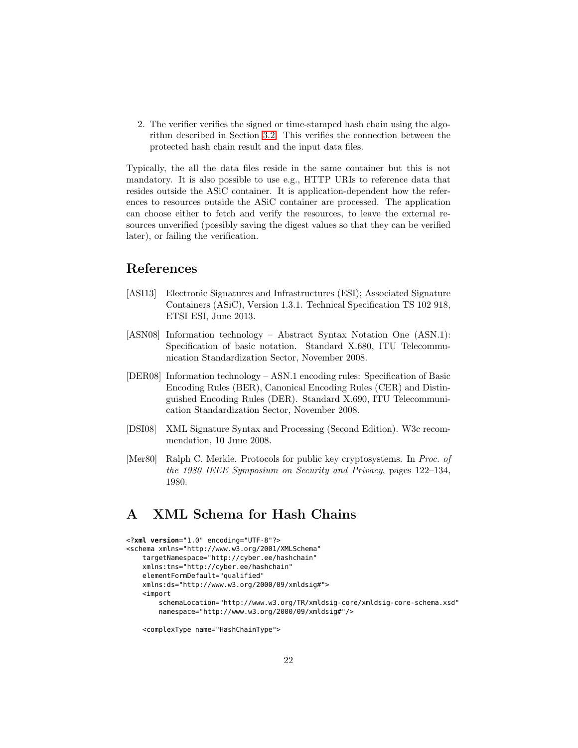2. The verifier verifies the signed or time-stamped hash chain using the algorithm described in Section 3.2. This verifies the connection between the protected hash chain result and the input data files.

Typically, the all the data files reside in the same container but this is not mandatory. It is also possible to use e.g., HTTP URIs to reference data that resides outside the ASiC container. It is application-dependent how the references to resources outside the ASiC container are processed. The application can choose either to fetch and verify the resources, to leave the external resources unverified (possibly saving the digest values so that they can be verified later), or failing the verification.

# References

[ASI13] Electronic Signatures and Infrastructures (ESI); Associated Signature Containers (ASiC), Version 1.3.1. Technical Specification TS 102 918, ETSI ESI, June 2013.

[ASN08] Information technology – Abstract Syntax Notation One (ASN.1): Specification of basic notation. Standard X.680, ITU Telecommunication Standardization Sector, November 2008.

[DER08] Information technology – ASN.1 encoding rules: Specification of Basic Encoding Rules (BER), Canonical Encoding Rules (CER) and Distinguished Encoding Rules (DER). Standard X.690, ITU Telecommunication Standardization Sector, November 2008.

[DSI08] XML Signature Syntax and Processing (Second Edition). W3c recommendation, 10 June 2008.

[Mer80] Ralph C. Merkle. Protocols for public key cryptosystems. In *Proc. of the 1980 IEEE Symposium on Security and Privacy*, pages 122–134, 1980.

# A XML Schema for Hash Chains

```
<?xml version="1.0" encoding="UTF-8"?>
<schema xmlns="http://www.w3.org/2001/XMLSchema"
    targetNamespace="http://cyber.ee/hashchain"
    xmlns:tns="http://cyber.ee/hashchain"
    elementFormDefault="qualified"
    xmlns:ds="http://www.w3.org/2000/09/xmldsig#">
    <import
        schemaLocation="http://www.w3.org/TR/xmldsig-core/xmldsig-core-schema.xsd"
        namespace="http://www.w3.org/2000/09/xmldsig#"/>

    <complexType name="HashChainType">
```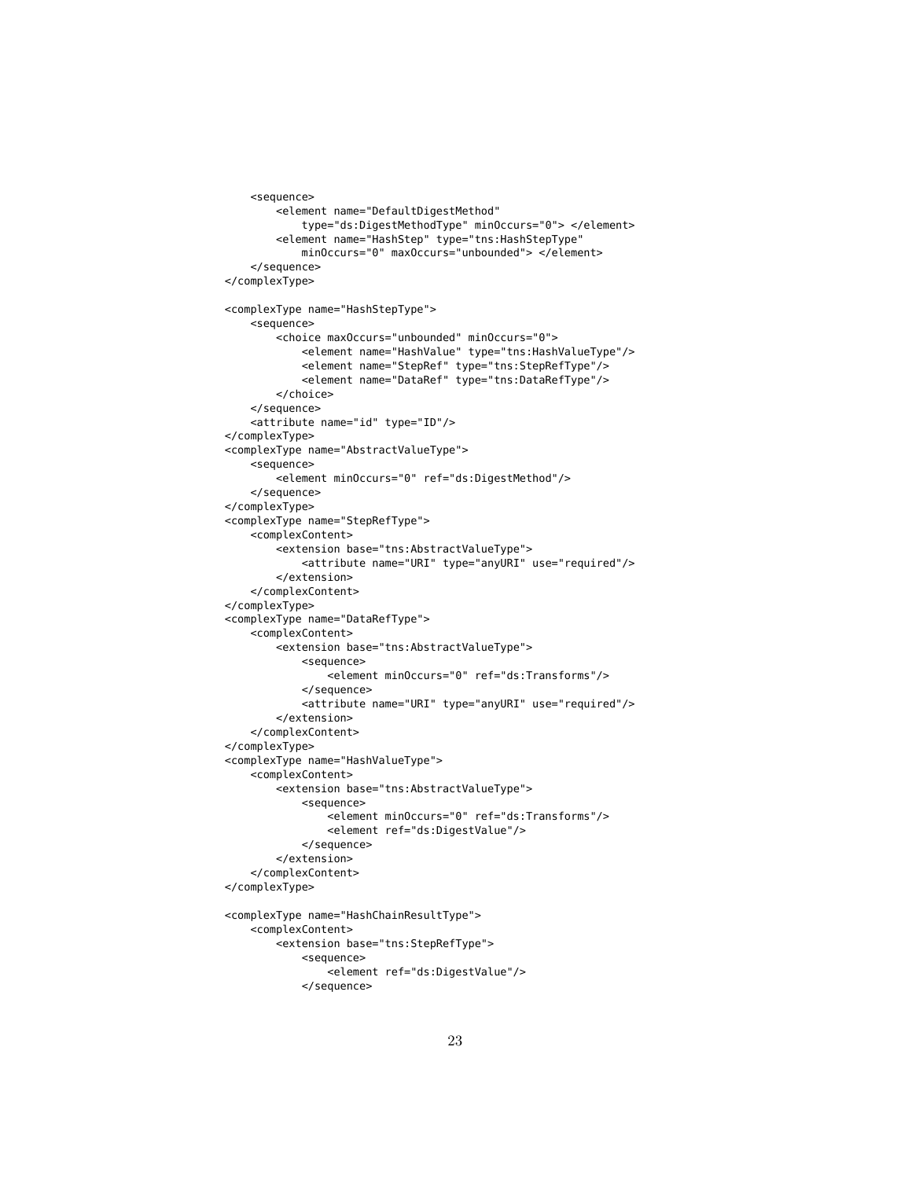```
    <sequence>
        <element name="DefaultDigestMethod"
            type="ds:DigestMethodType" minOccurs="0"> </element>
        <element name="HashStep" type="tns:HashStepType"
            minOccurs="0" maxOccurs="unbounded"> </element>
    </sequence>
</complexType>

<complexType name="HashStepType">
    <sequence>
        <choice maxOccurs="unbounded" minOccurs="0">
            <element name="HashValue" type="tns:HashValueType"/>
            <element name="StepRef" type="tns:StepRefType"/>
            <element name="DataRef" type="tns:DataRefType"/>
        </choice>
    </sequence>
    <attribute name="id" type="ID"/>
</complexType>
<complexType name="AbstractValueType">
    <sequence>
        <element minOccurs="0" ref="ds:DigestMethod"/>
    </sequence>
</complexType>
<complexType name="StepRefType">
    <complexContent>
        <extension base="tns:AbstractValueType">
            <attribute name="URI" type="anyURI" use="required"/>
        </extension>
    </complexContent>
</complexType>
<complexType name="DataRefType">
    <complexContent>
        <extension base="tns:AbstractValueType">
            <sequence>
                <element minOccurs="0" ref="ds:Transforms"/>
            </sequence>
            <attribute name="URI" type="anyURI" use="required"/>
        </extension>
    </complexContent>
</complexType>
<complexType name="HashValueType">
    <complexContent>
        <extension base="tns:AbstractValueType">
            <sequence>
                <element minOccurs="0" ref="ds:Transforms"/>
                <element ref="ds:DigestValue"/>
            </sequence>
        </extension>
    </complexContent>
</complexType>

<complexType name="HashChainResultType">
    <complexContent>
        <extension base="tns:StepRefType">
            <sequence>
                <element ref="ds:DigestValue"/>
            </sequence>
```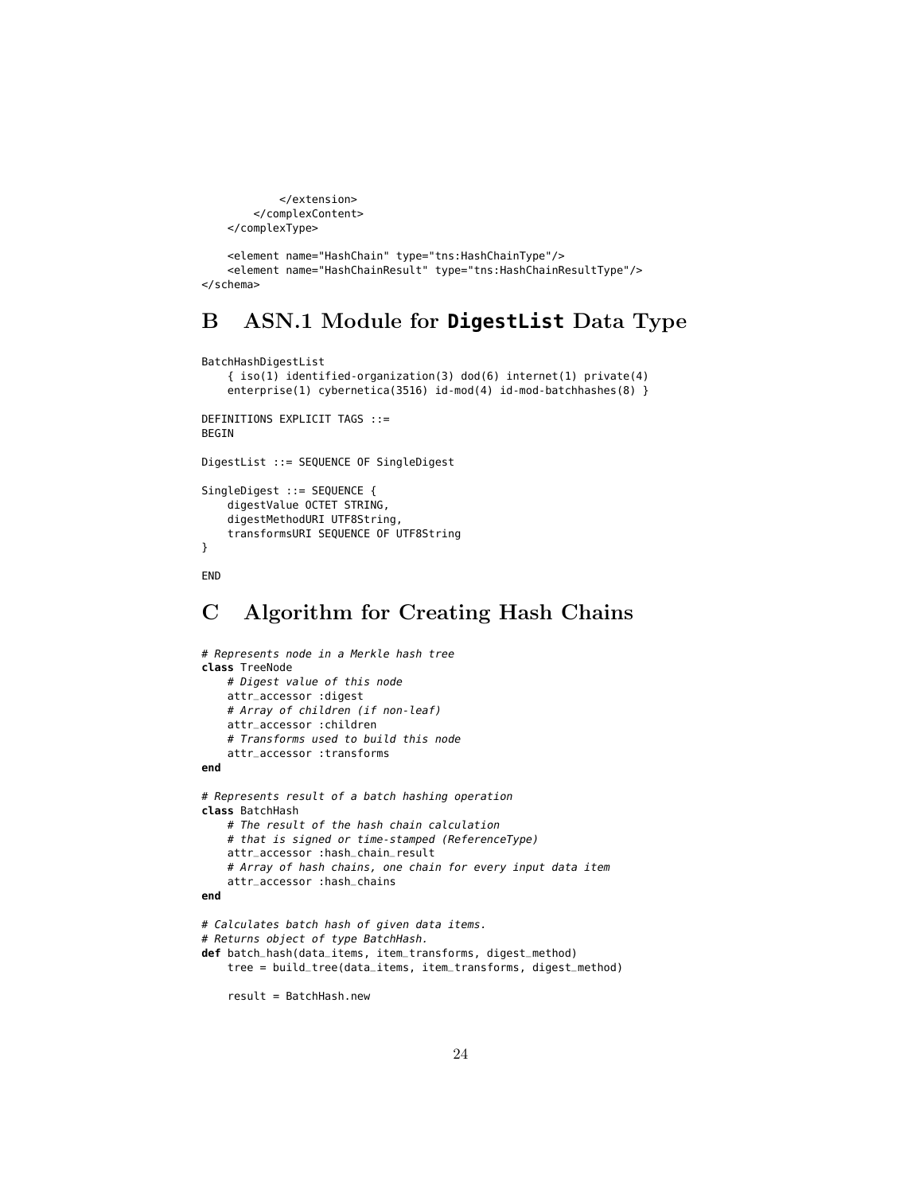```
            </extension>
        </complexContent>
    </complexType>

    <element name="HashChain" type="tns:HashChainType"/>
    <element name="HashChainResult" type="tns:HashChainResultType"/>
</schema>
```

## B ASN.1 Module for **DigestList** Data Type

```
BatchHashDigestList
    { iso(1) identified-organization(3) dod(6) internet(1) private(4)
    enterprise(1) cybernetica(3516) id-mod(4) id-mod-batchhashes(8) }

DEFINITIONS EXPLICIT TAGS ::=
BEGIN

DigestList ::= SEQUENCE OF SingleDigest

SingleDigest ::= SEQUENCE {
    digestValue OCTET STRING,
    digestMethodURI UTF8String,
    transformsURI SEQUENCE OF UTF8String
}

END
```

## C Algorithm for Creating Hash Chains

```
# Represents node in a Merkle hash tree
class TreeNode
    # Digest value of this node
    attr_accessor :digest
    # Array of children (if non-leaf)
    attr_accessor :children
    # Transforms used to build this node
    attr_accessor :transforms
end

# Represents result of a batch hashing operation
class BatchHash
    # The result of the hash chain calculation
    # that is signed or time-stamped (ReferenceType)
    attr_accessor :hash_chain_result
    # Array of hash chains, one chain for every input data item
    attr_accessor :hash_chains
end

# Calculates batch hash of given data items.
# Returns object of type BatchHash.
def batch_hash(data_items, item_transforms, digest_method)
    tree = build_tree(data_items, item_transforms, digest_method)

    result = BatchHash.new
```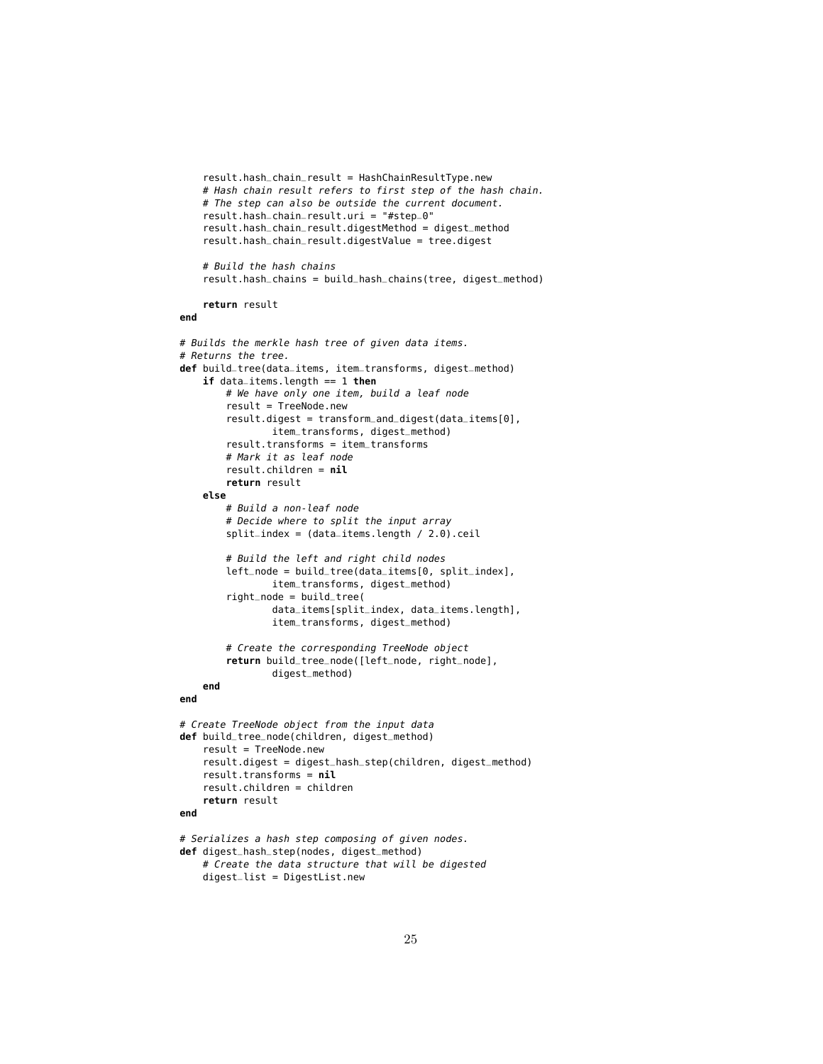```
    result.hash_chain_result = HashChainResultType.new
    # Hash chain result refers to first step of the hash chain.
    # The step can also be outside the current document.
    result.hash_chain_result.uri = "#step_0"
    result.hash_chain_result.digestMethod = digest_method
    result.hash_chain_result.digestValue = tree.digest

    # Build the hash chains
    result.hash_chains = build_hash_chains(tree, digest_method)

    return result
end

# Builds the merkle hash tree of given data items.
# Returns the tree.
def build_tree(data_items, item_transforms, digest_method)
    if data_items.length == 1 then
        # We have only one item, build a leaf node
        result = TreeNode.new
        result.digest = transform_and_digest(data_items[0],
                item_transforms, digest_method)
        result.transforms = item_transforms
        # Mark it as leaf node
        result.children = nil
        return result
    else
        # Build a non-leaf node
        # Decide where to split the input array
        split_index = (data_items.length / 2.0).ceil

        # Build the left and right child nodes
        left_node = build_tree(data_items[0, split_index],
                item_transforms, digest_method)
        right_node = build_tree(
                data_items[split_index, data_items.length],
                item_transforms, digest_method)

        # Create the corresponding TreeNode object
        return build_tree_node([left_node, right_node],
                digest_method)
    end
end

# Create TreeNode object from the input data
def build_tree_node(children, digest_method)
    result = TreeNode.new
    result.digest = digest_hash_step(children, digest_method)
    result.transforms = nil
    result.children = children
    return result
end

# Serializes a hash step composing of given nodes.
def digest_hash_step(nodes, digest_method)
    # Create the data structure that will be digested
    digest_list = DigestList.new
```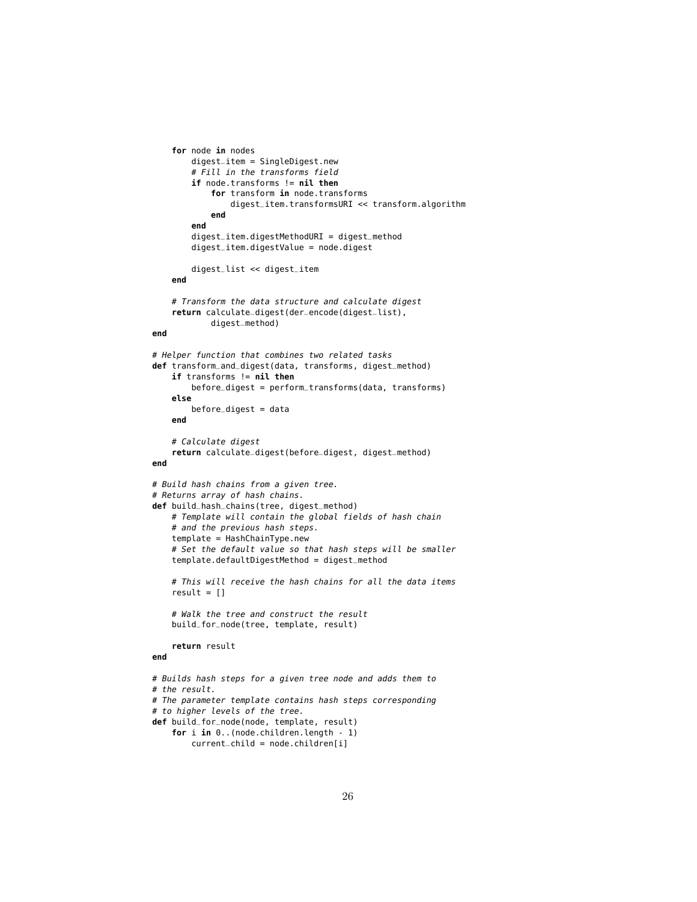```
    for node in nodes
        digest_item = SingleDigest.new
        # Fill in the transforms field
        if node.transforms != nil then
            for transform in node.transforms
                digest_item.transformsURI << transform.algorithm
            end
        end
        digest_item.digestMethodURI = digest_method
        digest_item.digestValue = node.digest

        digest_list << digest_item
    end

    # Transform the data structure and calculate digest
    return calculate_digest(der_encode(digest_list),
            digest_method)
end

# Helper function that combines two related tasks
def transform_and_digest(data, transforms, digest_method)
    if transforms != nil then
        before_digest = perform_transforms(data, transforms)
    else
        before_digest = data
    end

    # Calculate digest
    return calculate_digest(before_digest, digest_method)
end

# Build hash chains from a given tree.
# Returns array of hash chains.
def build_hash_chains(tree, digest_method)
    # Template will contain the global fields of hash chain
    # and the previous hash steps.
    template = HashChainType.new
    # Set the default value so that hash steps will be smaller
    template.defaultDigestMethod = digest_method

    # This will receive the hash chains for all the data items
    result = []

    # Walk the tree and construct the result
    build_for_node(tree, template, result)

    return result
end

# Builds hash steps for a given tree node and adds them to
# the result.
# The parameter template contains hash steps corresponding
# to higher levels of the tree.
def build_for_node(node, template, result)
    for i in 0..(node.children.length - 1)
        current_child = node.children[i]
```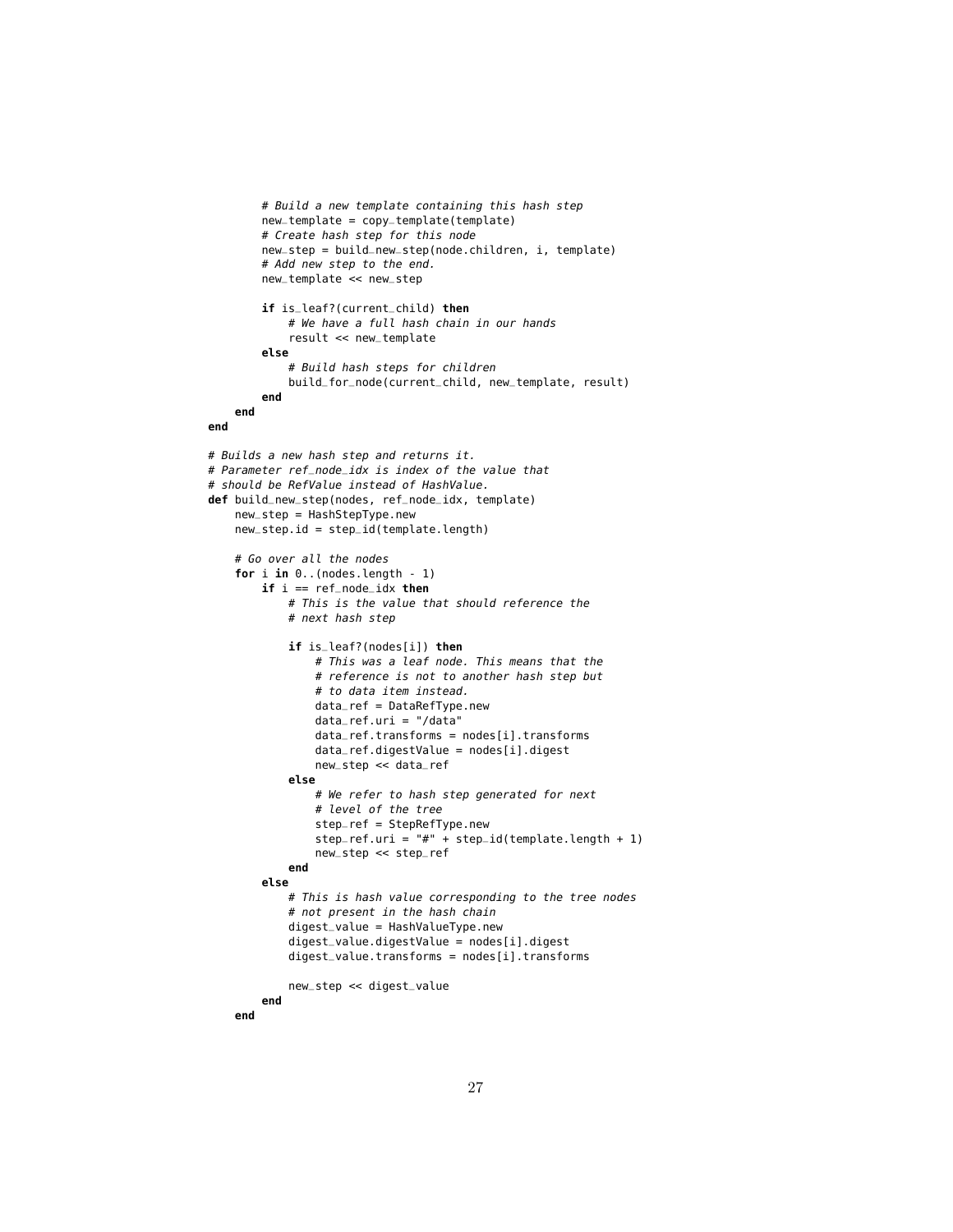```
        # Build a new template containing this hash step
        new_template = copy_template(template)
        # Create hash step for this node
        new_step = build_new_step(node.children, i, template)
        # Add new step to the end.
        new_template << new_step

        if is_leaf?(current_child) then
            # We have a full hash chain in our hands
            result << new_template
        else
            # Build hash steps for children
            build_for_node(current_child, new_template, result)
        end
    end
end

# Builds a new hash step and returns it.
# Parameter ref_node_idx is index of the value that
# should be RefValue instead of HashValue.
def build_new_step(nodes, ref_node_idx, template)
    new_step = HashStepType.new
    new_step.id = step_id(template.length)

    # Go over all the nodes
    for i in 0..(nodes.length - 1)
        if i == ref_node_idx then
            # This is the value that should reference the
            # next hash step

            if is_leaf?(nodes[i]) then
                # This was a leaf node. This means that the
                # reference is not to another hash step but
                # to data item instead.
                data_ref = DataRefType.new
                data_ref.uri = "/data"
                data_ref.transforms = nodes[i].transforms
                data_ref.digestValue = nodes[i].digest
                new_step << data_ref
            else
                # We refer to hash step generated for next
                # level of the tree
                step_ref = StepRefType.new
                step_ref.uri = "#" + step_id(template.length + 1)
                new_step << step_ref
            end
        else
            # This is hash value corresponding to the tree nodes
            # not present in the hash chain
            digest_value = HashValueType.new
            digest_value.digestValue = nodes[i].digest
            digest_value.transforms = nodes[i].transforms

            new_step << digest_value
        end
    end
```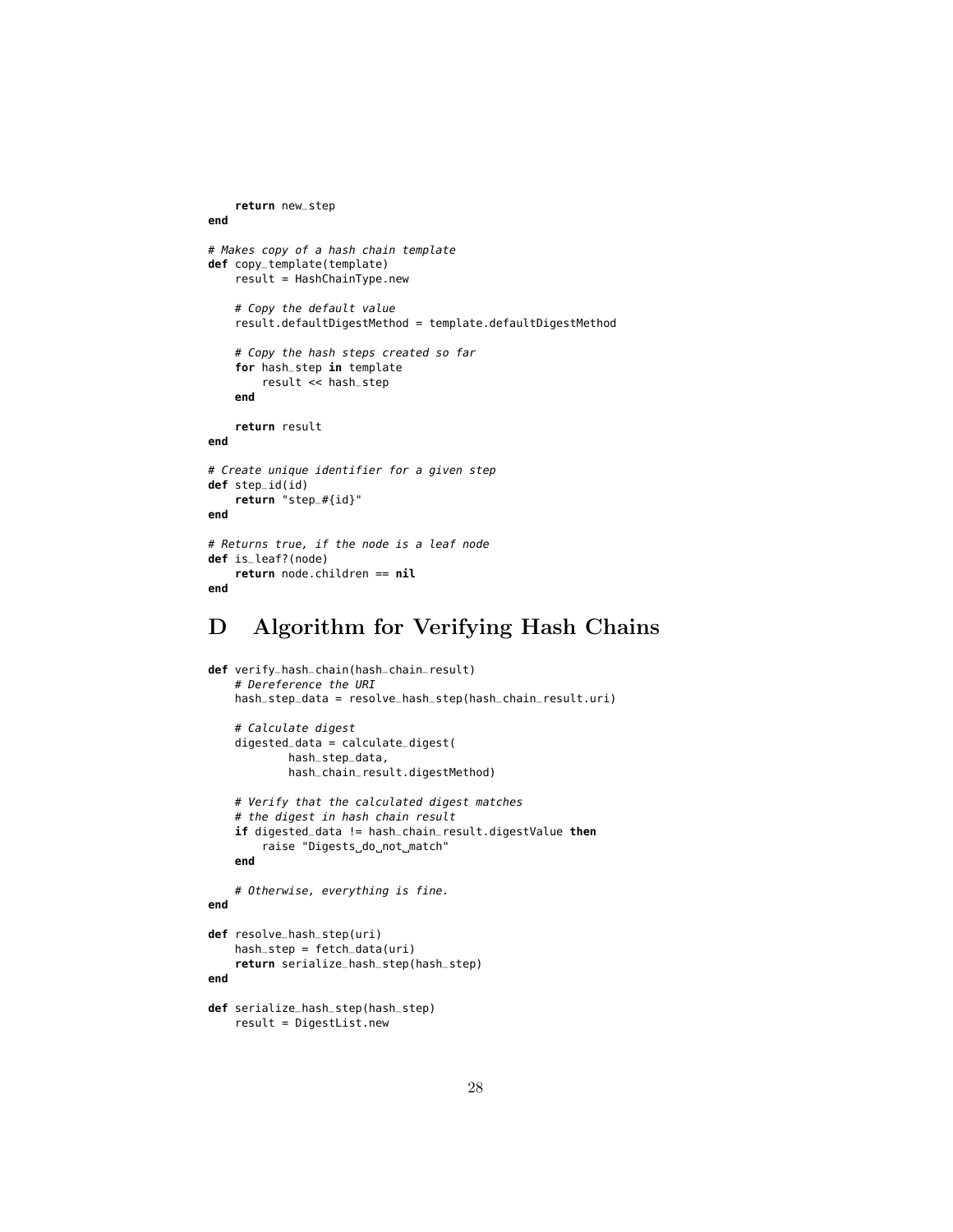```
    return new_step
end

# Makes copy of a hash chain template
def copy_template(template)
    result = HashChainType.new

    # Copy the default value
    result.defaultDigestMethod = template.defaultDigestMethod

    # Copy the hash steps created so far
    for hash_step in template
        result << hash_step
    end

    return result
end

# Create unique identifier for a given step
def step_id(id)
    return "step_#{id}"
end

# Returns true, if the node is a leaf node
def is_leaf?(node)
    return node.children == nil
end
```

## D Algorithm for Verifying Hash Chains

```
def verify_hash_chain(hash_chain_result)
    # Dereference the URI
    hash_step_data = resolve_hash_step(hash_chain_result.uri)

    # Calculate digest
    digested_data = calculate_digest(
            hash_step_data,
            hash_chain_result.digestMethod)

    # Verify that the calculated digest matches
    # the digest in hash chain result
    if digested_data != hash_chain_result.digestValue then
        raise "Digests do not match"
    end

    # Otherwise, everything is fine.
end

def resolve_hash_step(uri)
    hash_step = fetch_data(uri)
    return serialize_hash_step(hash_step)
end

def serialize_hash_step(hash_step)
    result = DigestList.new
```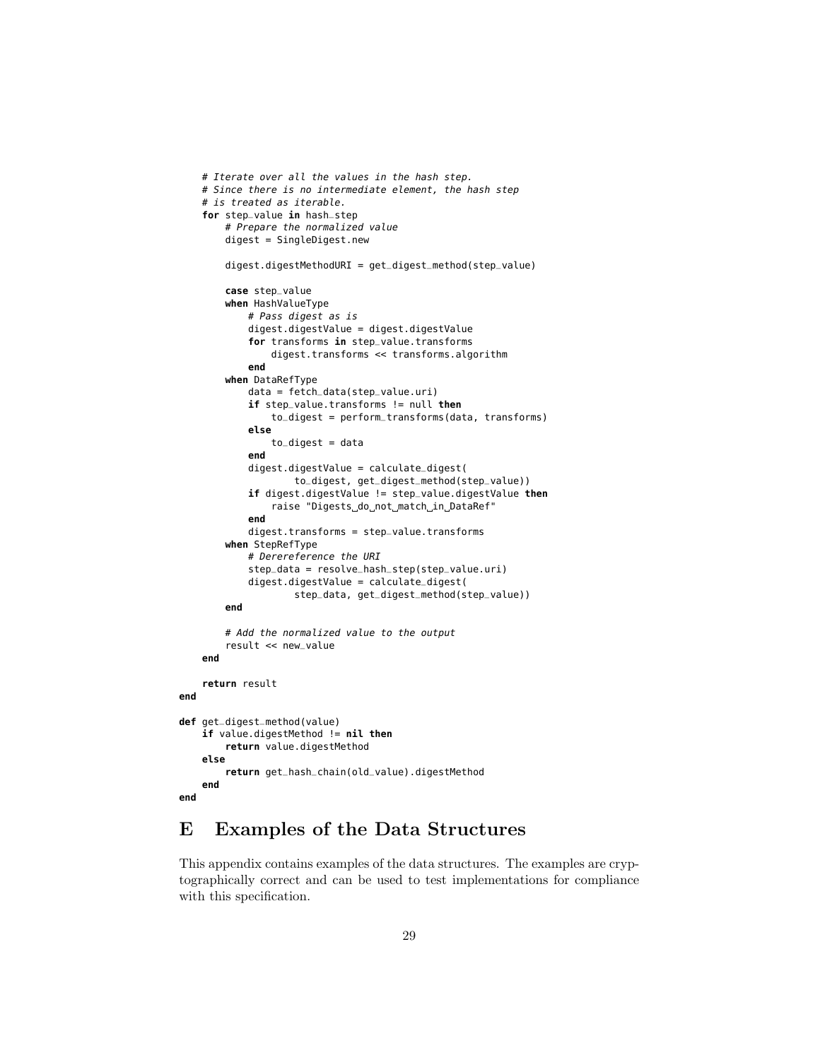```
    # Iterate over all the values in the hash step.
    # Since there is no intermediate element, the hash step
    # is treated as iterable.
    for step_value in hash_step
        # Prepare the normalized value
        digest = SingleDigest.new

        digest.digestMethodURI = get_digest_method(step_value)

        case step_value
        when HashValueType
            # Pass digest as is
            digest.digestValue = digest.digestValue
            for transforms in step_value.transforms
                digest.transforms << transforms.algorithm
            end
        when DataRefType
            data = fetch_data(step_value.uri)
            if step_value.transforms != null then
                to_digest = perform_transforms(data, transforms)
            else
                to_digest = data
            end
            digest.digestValue = calculate_digest(
                    to_digest, get_digest_method(step_value))
            if digest.digestValue != step_value.digestValue then
                raise "Digests do not match in DataRef"
            end
            digest.transforms = step_value.transforms
        when StepRefType
            # Dererefence the URI
            step_data = resolve_hash_step(step_value.uri)
            digest.digestValue = calculate_digest(
                    step_data, get_digest_method(step_value))
        end

        # Add the normalized value to the output
        result << new_value
    end

    return result
end

def get_digest_method(value)
    if value.digestMethod != nil then
        return value.digestMethod
    else
        return get_hash_chain(old_value).digestMethod
    end
end
```

# E Examples of the Data Structures

This appendix contains examples of the data structures. The examples are cryptographically correct and can be used to test implementations for compliance with this specification.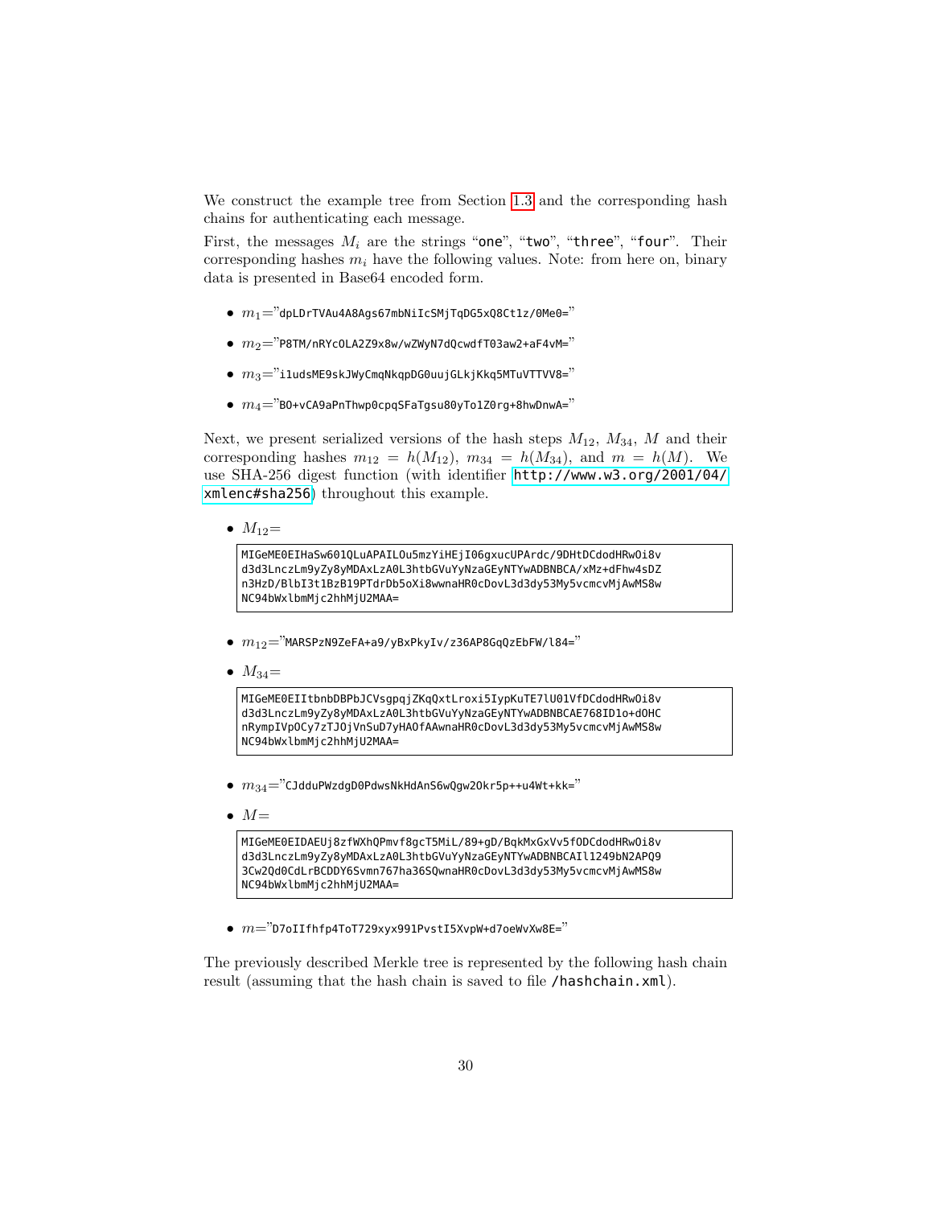We construct the example tree from Section 1.3 and the corresponding hash chains for authenticating each message.

First, the messages $M_i$ are the strings "`one`", "`two`", "`three`", "`four`". Their corresponding hashes $m_i$ have the following values. Note: from here on, binary data is presented in Base64 encoded form.

- $m_1$="`dpLDrTVAu4A8Ags67mbNiIcSMjTqDG5xQ8Ct1z/0Me0=`"
- $m_2$="`P8TM/nRYcOLA2Z9x8w/wZWyN7dQcwdfT03aw2+aF4vM=`"
- $m_3$="`i1udsME9skJWyCmqNkqpDG0uujGLkjKkq5MTuVTTVV8=`"
- $m_4$="`BO+vCA9aPnThwp0cpqSFaTgsu80yTo1Z0rg+8hwDnwA=`"

Next, we present serialized versions of the hash steps $M_{12}$, $M_{34}$, $M$ and their corresponding hashes $m_{12} = h(M_{12})$, $m_{34} = h(M_{34})$, and $m = h(M)$. We use SHA-256 digest function (with identifier `http://www.w3.org/2001/04/xmlenc#sha256`) throughout this example.

- $M_{12}$=

```
MIGeME0EIHaSw601QLuAPAILOu5mzYiHEjI06gxucUPArdc/9DHtDCdodHRwOi8v
d3d3LnczLm9yZy8yMDAxLzA0L3htbGVuYyNzaGEyNTYwADBNBCA/xMz+dFhw4sDZ
n3HzD/BlbI3t1BzB19PTdrDb5oXi8wwnaHR0cDovL3d3dy53My5vcmcvMjAwMS8w
NC94bWxlbmMjc2hhMjU2MAA=
```

- $m_{12}$="`MARSPzN9ZeFA+a9/yBxPkyIv/z36AP8GqQzEbFW/l84=`"
- $M_{34}$=

```
MIGeME0EIItbnbDBPbJCVsgpqjZKqQxtLroxi5IypKuTE7lU01VfDCdodHRwOi8v
d3d3LnczLm9yZy8yMDAxLzA0L3htbGVuYyNzaGEyNTYwADBNBCAE768ID1o+dOHC
nRympIVpOCy7zTJOjVnSuD7yHAOfAAwnaHR0cDovL3d3dy53My5vcmcvMjAwMS8w
NC94bWxlbmMjc2hhMjU2MAA=
```

- $m_{34}$="`CJdduPWzdgD0PdwsNkHdAnS6wQgw2Okr5p++u4Wt+kk=`"
- $M$=

```
MIGeME0EIDAEUj8zfWXhQPmvf8gcT5MiL/89+gD/BqkMxGxVv5fODCdodHRwOi8v
d3d3LnczLm9yZy8yMDAxLzA0L3htbGVuYyNzaGEyNTYwADBNBCAIl1249bN2APQ9
3Cw2Qd0CdLrBCDDY6Svmn767ha36SQwnaHR0cDovL3d3dy53My5vcmcvMjAwMS8w
NC94bWxlbmMjc2hhMjU2MAA=
```

- $m$="`D7oIIfhfp4ToT729xyx991PvstI5XvpW+d7oeWvXw8E=`"

The previously described Merkle tree is represented by the following hash chain result (assuming that the hash chain is saved to file `/hashchain.xml`).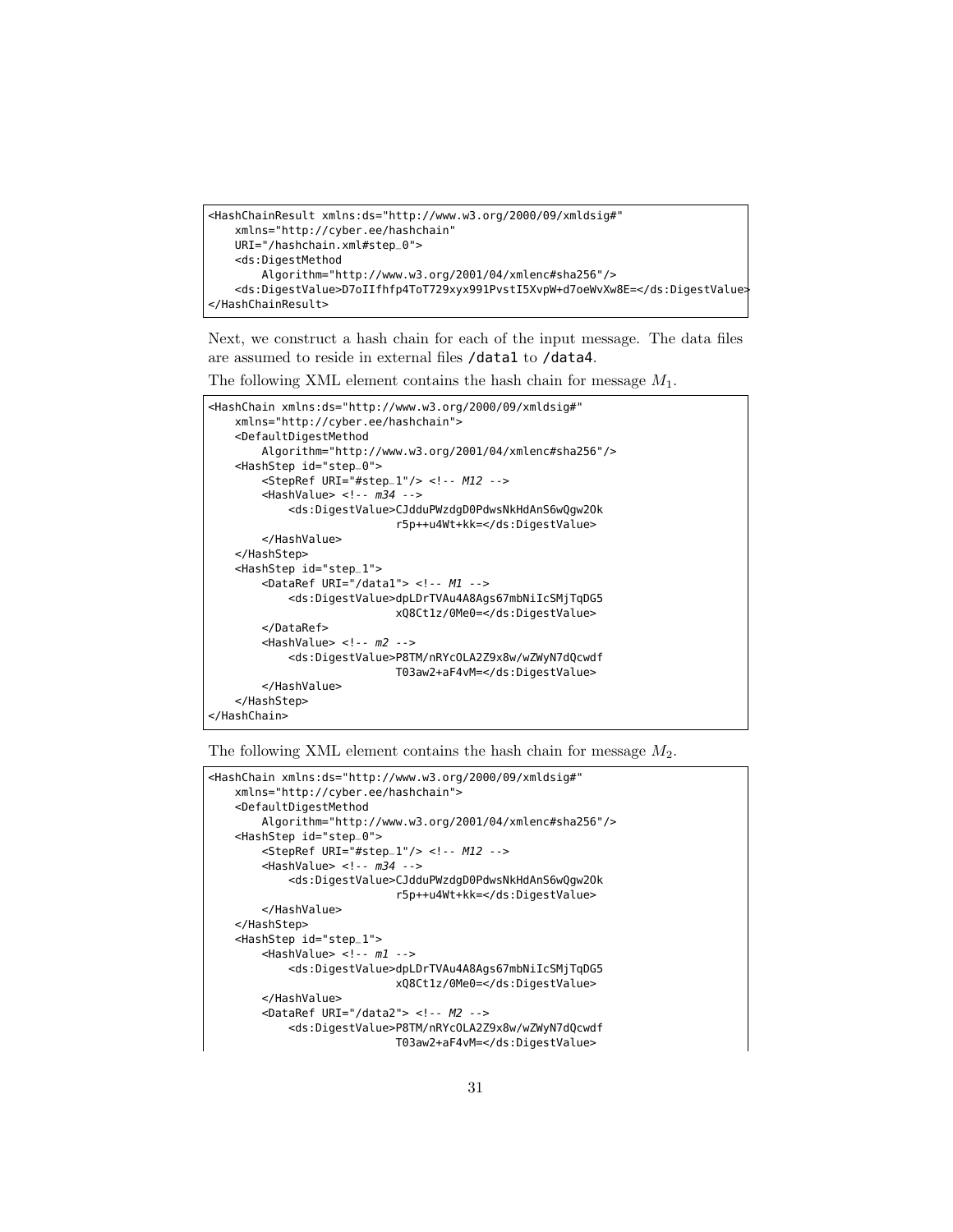```
<HashChainResult xmlns:ds="http://www.w3.org/2000/09/xmldsig#"
    xmlns="http://cyber.ee/hashchain"
    URI="/hashchain.xml#step_0">
    <ds:DigestMethod
        Algorithm="http://www.w3.org/2001/04/xmlenc#sha256"/>
    <ds:DigestValue>D7oIIfhfp4ToT729xyx991PvstI5XvpW+d7oeWvXw8E=</ds:DigestValue>
</HashChainResult>
```

Next, we construct a hash chain for each of the input message. The data files are assumed to reside in external files /data1 to /data4.

The following XML element contains the hash chain for message $M_1$.

```
<HashChain xmlns:ds="http://www.w3.org/2000/09/xmldsig#"
    xmlns="http://cyber.ee/hashchain">
    <DefaultDigestMethod
        Algorithm="http://www.w3.org/2001/04/xmlenc#sha256"/>
    <HashStep id="step_0">
        <StepRef URI="#step_1"/> <!-- M12 -->
        <HashValue> <!-- m34 -->
            <ds:DigestValue>CJdduPWzdgD0PdwsNkHdAnS6wQgw2Ok
                            r5p++u4Wt+kk=</ds:DigestValue>
        </HashValue>
    </HashStep>
    <HashStep id="step_1">
        <DataRef URI="/data1"> <!-- M1 -->
            <ds:DigestValue>dpLDrTVAu4A8Ags67mbNiIcSMjTqDG5
                            xQ8Ct1z/0Me0=</ds:DigestValue>
        </DataRef>
        <HashValue> <!-- m2 -->
            <ds:DigestValue>P8TM/nRYcOLA2Z9x8w/wZWyN7dQcwdf
                            T03aw2+aF4vM=</ds:DigestValue>
        </HashValue>
    </HashStep>
</HashChain>
```

The following XML element contains the hash chain for message $M_2$.

```
<HashChain xmlns:ds="http://www.w3.org/2000/09/xmldsig#"
    xmlns="http://cyber.ee/hashchain">
    <DefaultDigestMethod
        Algorithm="http://www.w3.org/2001/04/xmlenc#sha256"/>
    <HashStep id="step_0">
        <StepRef URI="#step_1"/> <!-- M12 -->
        <HashValue> <!-- m34 -->
            <ds:DigestValue>CJdduPWzdgD0PdwsNkHdAnS6wQgw2Ok
                            r5p++u4Wt+kk=</ds:DigestValue>
        </HashValue>
    </HashStep>
    <HashStep id="step_1">
        <HashValue> <!-- m1 -->
            <ds:DigestValue>dpLDrTVAu4A8Ags67mbNiIcSMjTqDG5
                            xQ8Ct1z/0Me0=</ds:DigestValue>
        </HashValue>
        <DataRef URI="/data2"> <!-- M2 -->
            <ds:DigestValue>P8TM/nRYcOLA2Z9x8w/wZWyN7dQcwdf
                            T03aw2+aF4vM=</ds:DigestValue>
```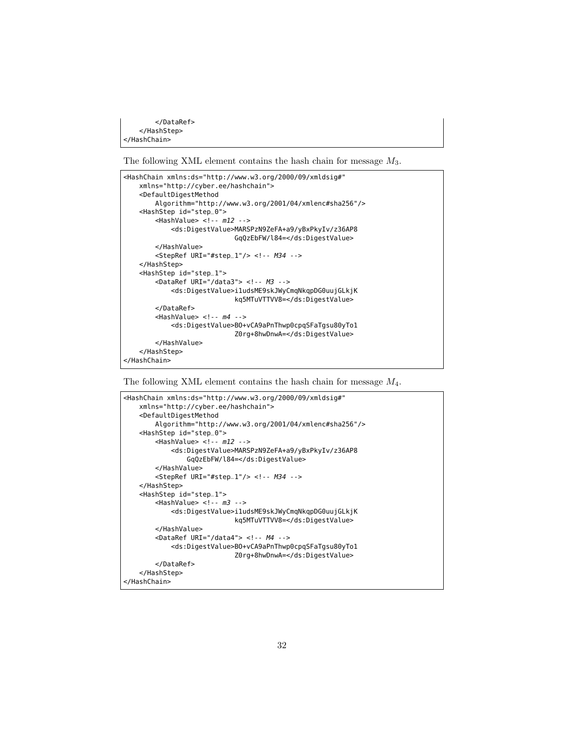```
        </DataRef>
    </HashStep>
</HashChain>
```

The following XML element contains the hash chain for message $M_3$.

```
<HashChain xmlns:ds="http://www.w3.org/2000/09/xmldsig#"
    xmlns="http://cyber.ee/hashchain">
    <DefaultDigestMethod
        Algorithm="http://www.w3.org/2001/04/xmlenc#sha256"/>
    <HashStep id="step_0">
        <HashValue> <!-- m12 -->
            <ds:DigestValue>MARSPzN9ZeFA+a9/yBxPkyIv/z36AP8
                            GqQzEbFW/l84=</ds:DigestValue>
        </HashValue>
        <StepRef URI="#step_1"/> <!-- M34 -->
    </HashStep>
    <HashStep id="step_1">
        <DataRef URI="/data3"> <!-- M3 -->
            <ds:DigestValue>i1udsME9skJWyCmqNkqpDG0uujGLkjK
                            kq5MTuVTTVV8=</ds:DigestValue>
        </DataRef>
        <HashValue> <!-- m4 -->
            <ds:DigestValue>BO+vCA9aPnThwp0cpqSFaTgsu80yTo1
                            Z0rg+8hwDnwA=</ds:DigestValue>
        </HashValue>
    </HashStep>
</HashChain>
```

The following XML element contains the hash chain for message $M_4$.

```
<HashChain xmlns:ds="http://www.w3.org/2000/09/xmldsig#"
    xmlns="http://cyber.ee/hashchain">
    <DefaultDigestMethod
        Algorithm="http://www.w3.org/2001/04/xmlenc#sha256"/>
    <HashStep id="step_0">
        <HashValue> <!-- m12 -->
            <ds:DigestValue>MARSPzN9ZeFA+a9/yBxPkyIv/z36AP8
                GqQzEbFW/l84=</ds:DigestValue>
        </HashValue>
        <StepRef URI="#step_1"/> <!-- M34 -->
    </HashStep>
    <HashStep id="step_1">
        <HashValue> <!-- m3 -->
            <ds:DigestValue>i1udsME9skJWyCmqNkqpDG0uujGLkjK
                            kq5MTuVTTVV8=</ds:DigestValue>
        </HashValue>
        <DataRef URI="/data4"> <!-- M4 -->
            <ds:DigestValue>BO+vCA9aPnThwp0cpqSFaTgsu80yTo1
                            Z0rg+8hwDnwA=</ds:DigestValue>
        </DataRef>
    </HashStep>
</HashChain>
```